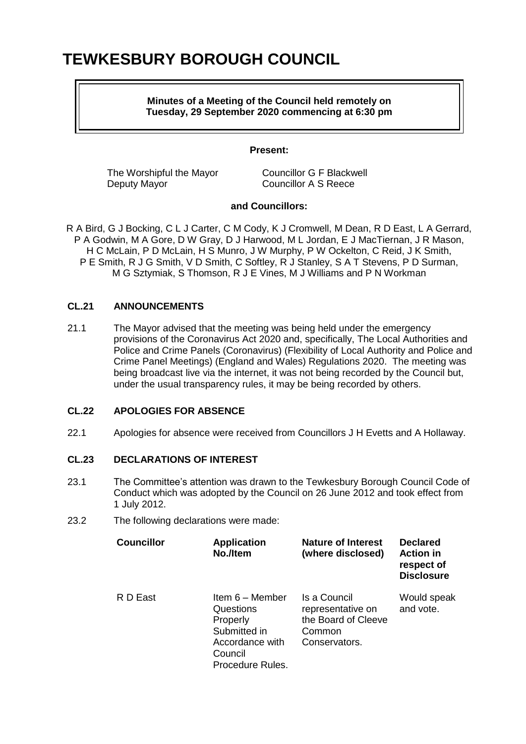# TEWKESBURY BOROUGH COUNCIL

**Minutes of a Meeting of the Council held remotely on Tuesday, 29 September 2020 commencing at 6:30 pm**

**Present:**

| | |
|---|---|
| The Worshipful the Mayor | Councillor G F Blackwell |
| Deputy Mayor | Councillor A S Reece |

**and Councillors:**

R A Bird, G J Bocking, C L J Carter, C M Cody, K J Cromwell, M Dean, R D East, L A Gerrard, P A Godwin, M A Gore, D W Gray, D J Harwood, M L Jordan, E J MacTiernan, J R Mason, H C McLain, P D McLain, H S Munro, J W Murphy, P W Ockelton, C Reid, J K Smith, P E Smith, R J G Smith, V D Smith, C Softley, R J Stanley, S A T Stevens, P D Surman, M G Sztymiak, S Thomson, R J E Vines, M J Williams and P N Workman

## CL.21 ANNOUNCEMENTS

21.1 The Mayor advised that the meeting was being held under the emergency provisions of the Coronavirus Act 2020 and, specifically, The Local Authorities and Police and Crime Panels (Coronavirus) (Flexibility of Local Authority and Police and Crime Panel Meetings) (England and Wales) Regulations 2020. The meeting was being broadcast live via the internet, it was not being recorded by the Council but, under the usual transparency rules, it may be being recorded by others.

## CL.22 APOLOGIES FOR ABSENCE

22.1 Apologies for absence were received from Councillors J H Evetts and A Hollaway.

## CL.23 DECLARATIONS OF INTEREST

23.1 The Committee's attention was drawn to the Tewkesbury Borough Council Code of Conduct which was adopted by the Council on 26 June 2012 and took effect from 1 July 2012.

23.2 The following declarations were made:

| Councillor | Application No./Item | Nature of Interest (where disclosed) | Declared Action in respect of Disclosure |
|---|---|---|---|
| R D East | Item 6 – Member Questions Properly Submitted in Accordance with Council Procedure Rules. | Is a Council representative on the Board of Cleeve Common Conservators. | Would speak and vote. |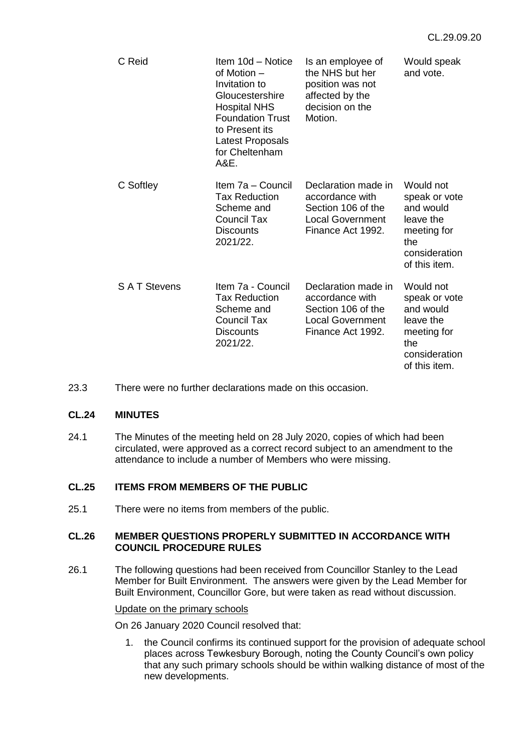| | | | |
|---|---|---|---|
| C Reid | Item 10d – Notice of Motion – Invitation to Gloucestershire Hospital NHS Foundation Trust to Present its Latest Proposals for Cheltenham A&E. | Is an employee of the NHS but her position was not affected by the decision on the Motion. | Would speak and vote. |
| C Softley | Item 7a – Council Tax Reduction Scheme and Council Tax Discounts 2021/22. | Declaration made in accordance with Section 106 of the Local Government Finance Act 1992. | Would not speak or vote and would leave the meeting for the consideration of this item. |
| S A T Stevens | Item 7a - Council Tax Reduction Scheme and Council Tax Discounts 2021/22. | Declaration made in accordance with Section 106 of the Local Government Finance Act 1992. | Would not speak or vote and would leave the meeting for the consideration of this item. |

23.3 There were no further declarations made on this occasion.

### CL.24 MINUTES

24.1 The Minutes of the meeting held on 28 July 2020, copies of which had been circulated, were approved as a correct record subject to an amendment to the attendance to include a number of Members who were missing.

### CL.25 ITEMS FROM MEMBERS OF THE PUBLIC

25.1 There were no items from members of the public.

### CL.26 MEMBER QUESTIONS PROPERLY SUBMITTED IN ACCORDANCE WITH COUNCIL PROCEDURE RULES

26.1 The following questions had been received from Councillor Stanley to the Lead Member for Built Environment. The answers were given by the Lead Member for Built Environment, Councillor Gore, but were taken as read without discussion.

Update on the primary schools

On 26 January 2020 Council resolved that:

1. the Council confirms its continued support for the provision of adequate school places across Tewkesbury Borough, noting the County Council's own policy that any such primary schools should be within walking distance of most of the new developments.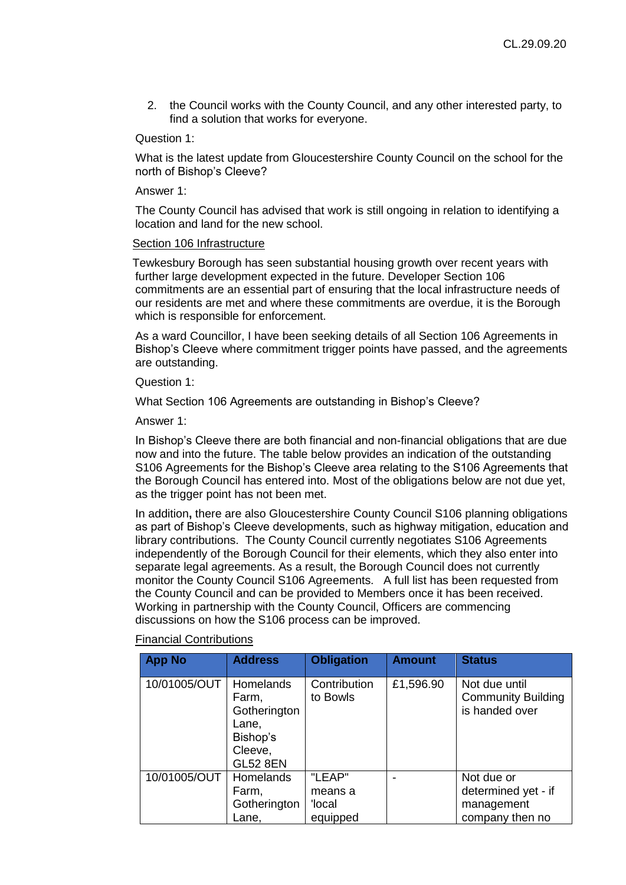2. the Council works with the County Council, and any other interested party, to find a solution that works for everyone.

Question 1:

What is the latest update from Gloucestershire County Council on the school for the north of Bishop's Cleeve?

Answer 1:

The County Council has advised that work is still ongoing in relation to identifying a location and land for the new school.

Section 106 Infrastructure

Tewkesbury Borough has seen substantial housing growth over recent years with further large development expected in the future. Developer Section 106 commitments are an essential part of ensuring that the local infrastructure needs of our residents are met and where these commitments are overdue, it is the Borough which is responsible for enforcement.

As a ward Councillor, I have been seeking details of all Section 106 Agreements in Bishop's Cleeve where commitment trigger points have passed, and the agreements are outstanding.

Question 1:

What Section 106 Agreements are outstanding in Bishop's Cleeve?

Answer 1:

In Bishop's Cleeve there are both financial and non-financial obligations that are due now and into the future. The table below provides an indication of the outstanding S106 Agreements for the Bishop's Cleeve area relating to the S106 Agreements that the Borough Council has entered into. Most of the obligations below are not due yet, as the trigger point has not been met.

In addition**,** there are also Gloucestershire County Council S106 planning obligations as part of Bishop's Cleeve developments, such as highway mitigation, education and library contributions. The County Council currently negotiates S106 Agreements independently of the Borough Council for their elements, which they also enter into separate legal agreements. As a result, the Borough Council does not currently monitor the County Council S106 Agreements. A full list has been requested from the County Council and can be provided to Members once it has been received. Working in partnership with the County Council, Officers are commencing discussions on how the S106 process can be improved.

Financial Contributions

| App No | Address | Obligation | Amount | Status |
|---|---|---|---|---|
| 10/01005/OUT | Homelands Farm, Gotherington Lane, Bishop's Cleeve, GL52 8EN | Contribution to Bowls | £1,596.90 | Not due until Community Building is handed over |
| 10/01005/OUT | Homelands Farm, Gotherington Lane, | "LEAP" means a 'local equipped | - | Not due or determined yet - if management company then no |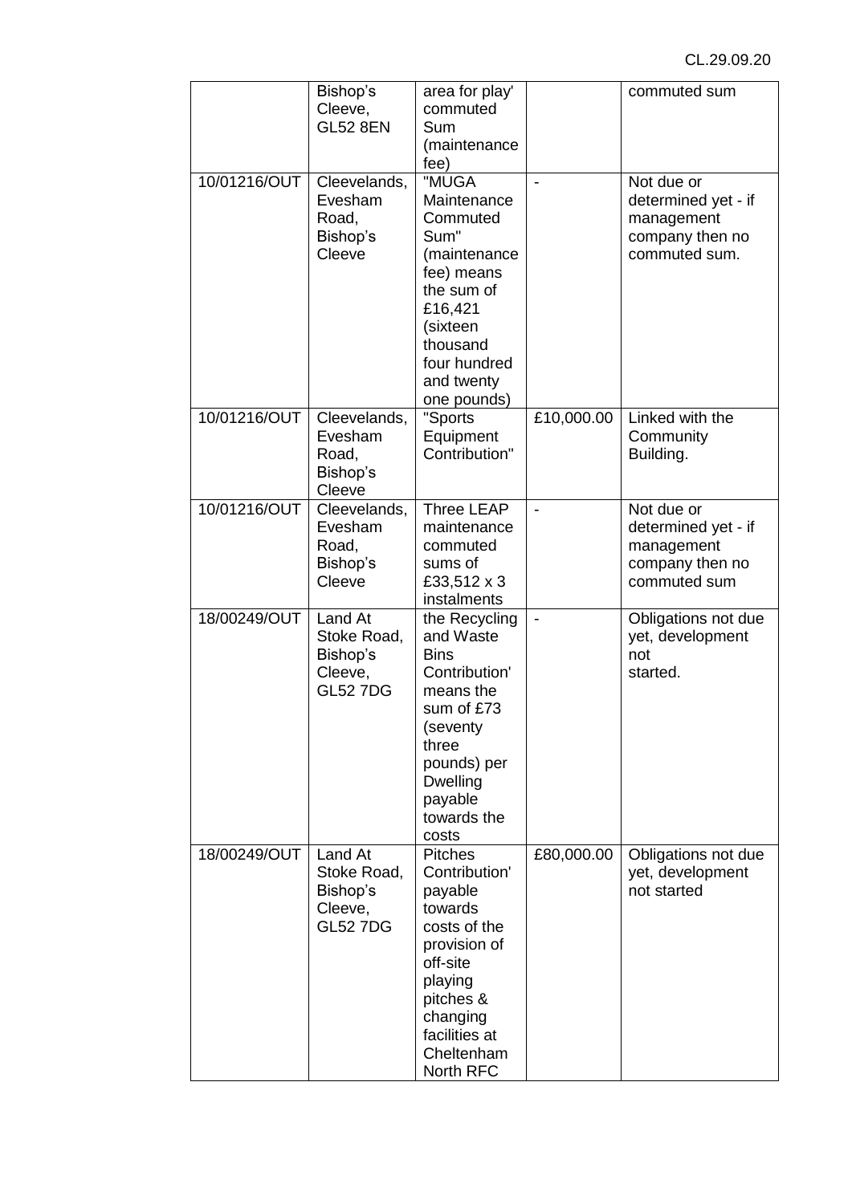| | Bishop's Cleeve, GL52 8EN | area for play' commuted Sum (maintenance fee) | | commuted sum |
|---|---|---|---|---|
| 10/01216/OUT | Cleevelands, Evesham Road, Bishop's Cleeve | "MUGA Maintenance Commuted Sum" (maintenance fee) means the sum of £16,421 (sixteen thousand four hundred and twenty one pounds) | - | Not due or determined yet - if management company then no commuted sum. |
| 10/01216/OUT | Cleevelands, Evesham Road, Bishop's Cleeve | "Sports Equipment Contribution" | £10,000.00 | Linked with the Community Building. |
| 10/01216/OUT | Cleevelands, Evesham Road, Bishop's Cleeve | Three LEAP maintenance commuted sums of £33,512 x 3 instalments | - | Not due or determined yet - if management company then no commuted sum |
| 18/00249/OUT | Land At Stoke Road, Bishop's Cleeve, GL52 7DG | the Recycling and Waste Bins Contribution' means the sum of £73 (seventy three pounds) per Dwelling payable towards the costs | - | Obligations not due yet, development not started. |
| 18/00249/OUT | Land At Stoke Road, Bishop's Cleeve, GL52 7DG | Pitches Contribution' payable towards costs of the provision of off-site playing pitches & changing facilities at Cheltenham North RFC | £80,000.00 | Obligations not due yet, development not started |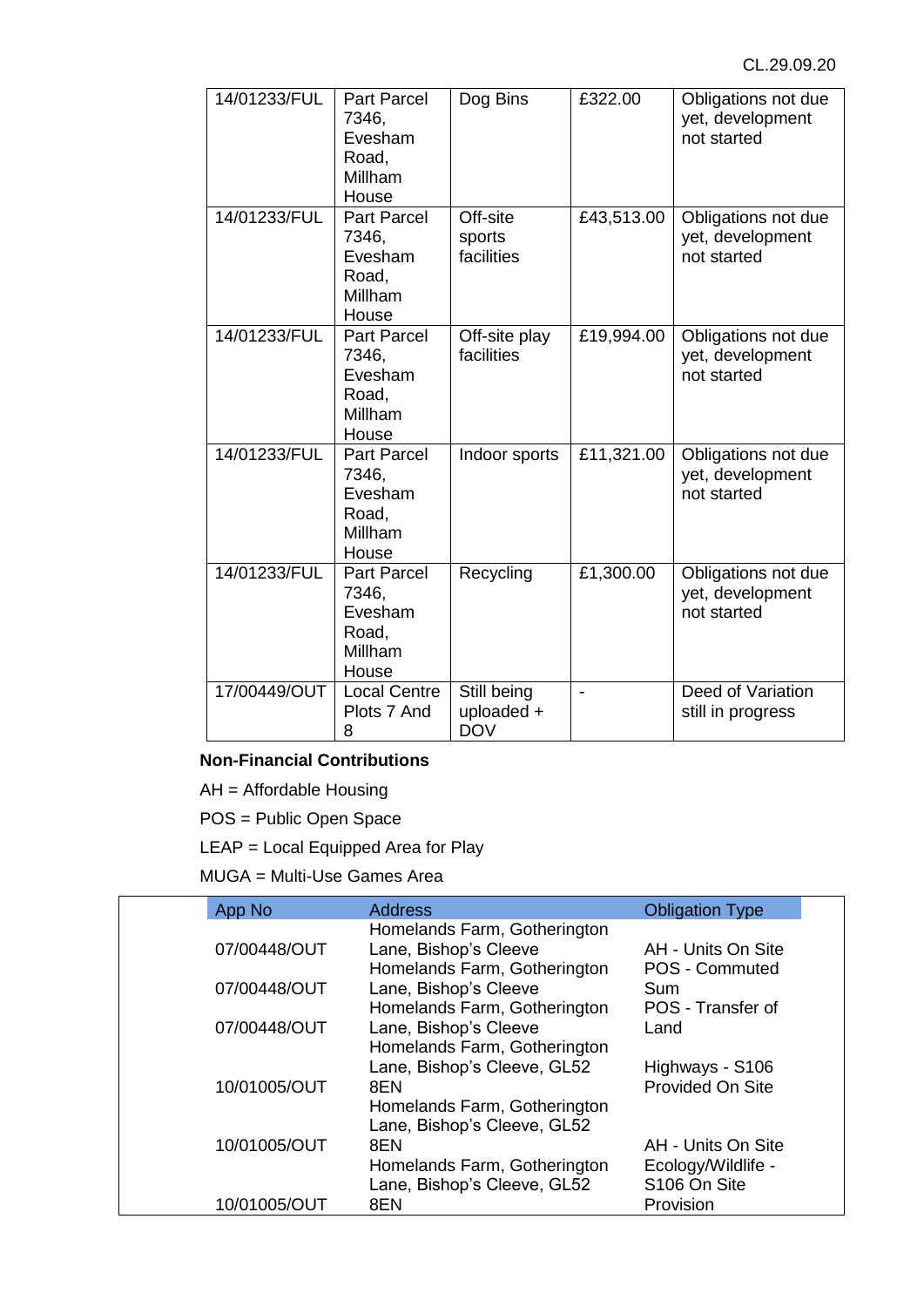| 14/01233/FUL | Part Parcel 7346, Evesham Road, Millham House | Dog Bins | £322.00 | Obligations not due yet, development not started |
|---|---|---|---|---|
| 14/01233/FUL | Part Parcel 7346, Evesham Road, Millham House | Off-site sports facilities | £43,513.00 | Obligations not due yet, development not started |
| 14/01233/FUL | Part Parcel 7346, Evesham Road, Millham House | Off-site play facilities | £19,994.00 | Obligations not due yet, development not started |
| 14/01233/FUL | Part Parcel 7346, Evesham Road, Millham House | Indoor sports | £11,321.00 | Obligations not due yet, development not started |
| 14/01233/FUL | Part Parcel 7346, Evesham Road, Millham House | Recycling | £1,300.00 | Obligations not due yet, development not started |
| 17/00449/OUT | Local Centre Plots 7 And 8 | Still being uploaded + DOV | - | Deed of Variation still in progress |

**Non-Financial Contributions**

AH = Affordable Housing

POS = Public Open Space

LEAP = Local Equipped Area for Play

MUGA = Multi-Use Games Area

| App No | Address | Obligation Type |
|---|---|---|
| 07/00448/OUT | Homelands Farm, Gotherington Lane, Bishop's Cleeve | AH - Units On Site |
| 07/00448/OUT | Homelands Farm, Gotherington Lane, Bishop's Cleeve | POS - Commuted Sum |
| 07/00448/OUT | Homelands Farm, Gotherington Lane, Bishop's Cleeve | POS - Transfer of Land |
| 10/01005/OUT | Homelands Farm, Gotherington Lane, Bishop's Cleeve, GL52 8EN | Highways - S106 Provided On Site |
| 10/01005/OUT | Homelands Farm, Gotherington Lane, Bishop's Cleeve, GL52 8EN | AH - Units On Site |
| 10/01005/OUT | Homelands Farm, Gotherington Lane, Bishop's Cleeve, GL52 8EN | Ecology/Wildlife - S106 On Site Provision |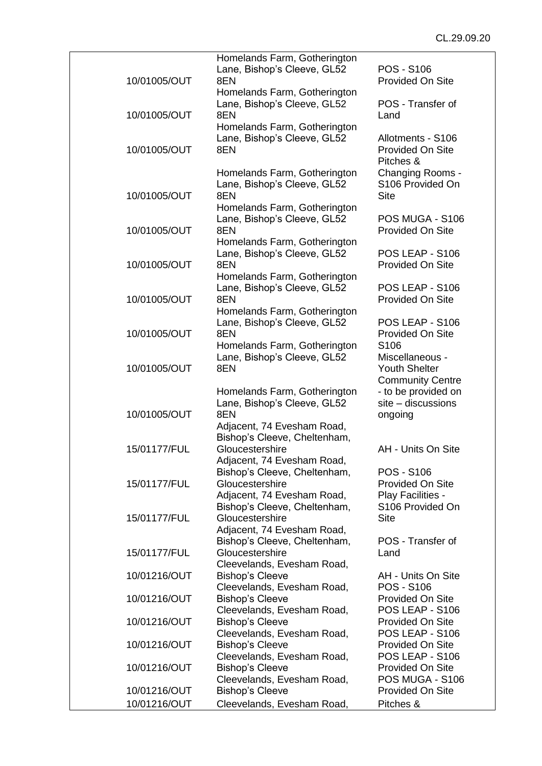| | | |
|---|---|---|
| 10/01005/OUT | Homelands Farm, Gotherington Lane, Bishop's Cleeve, GL52 8EN | POS - S106 Provided On Site |
| 10/01005/OUT | Homelands Farm, Gotherington Lane, Bishop's Cleeve, GL52 8EN | POS - Transfer of Land |
| 10/01005/OUT | Homelands Farm, Gotherington Lane, Bishop's Cleeve, GL52 8EN | Allotments - S106 Provided On Site |
| 10/01005/OUT | Homelands Farm, Gotherington Lane, Bishop's Cleeve, GL52 8EN | Pitches & Changing Rooms - S106 Provided On Site |
| 10/01005/OUT | Homelands Farm, Gotherington Lane, Bishop's Cleeve, GL52 8EN | POS MUGA - S106 Provided On Site |
| 10/01005/OUT | Homelands Farm, Gotherington Lane, Bishop's Cleeve, GL52 8EN | POS LEAP - S106 Provided On Site |
| 10/01005/OUT | Homelands Farm, Gotherington Lane, Bishop's Cleeve, GL52 8EN | POS LEAP - S106 Provided On Site |
| 10/01005/OUT | Homelands Farm, Gotherington Lane, Bishop's Cleeve, GL52 8EN | POS LEAP - S106 Provided On Site |
| 10/01005/OUT | Homelands Farm, Gotherington Lane, Bishop's Cleeve, GL52 8EN | S106 Miscellaneous - Youth Shelter |
| 10/01005/OUT | Homelands Farm, Gotherington Lane, Bishop's Cleeve, GL52 8EN | Community Centre - to be provided on site – discussions ongoing |
| 15/01177/FUL | Adjacent, 74 Evesham Road, Bishop's Cleeve, Cheltenham, Gloucestershire | AH - Units On Site |
| 15/01177/FUL | Adjacent, 74 Evesham Road, Bishop's Cleeve, Cheltenham, Gloucestershire | POS - S106 Provided On Site |
| 15/01177/FUL | Adjacent, 74 Evesham Road, Bishop's Cleeve, Cheltenham, Gloucestershire | Play Facilities - S106 Provided On Site |
| 15/01177/FUL | Adjacent, 74 Evesham Road, Bishop's Cleeve, Cheltenham, Gloucestershire | POS - Transfer of Land |
| 10/01216/OUT | Cleevelands, Evesham Road, Bishop's Cleeve | AH - Units On Site |
| 10/01216/OUT | Cleevelands, Evesham Road, Bishop's Cleeve | POS - S106 Provided On Site |
| 10/01216/OUT | Cleevelands, Evesham Road, Bishop's Cleeve | POS LEAP - S106 Provided On Site |
| 10/01216/OUT | Cleevelands, Evesham Road, Bishop's Cleeve | POS LEAP - S106 Provided On Site |
| 10/01216/OUT | Cleevelands, Evesham Road, Bishop's Cleeve | POS LEAP - S106 Provided On Site |
| 10/01216/OUT | Cleevelands, Evesham Road, Bishop's Cleeve | POS MUGA - S106 Provided On Site |
| 10/01216/OUT | Cleevelands, Evesham Road, | Pitches & |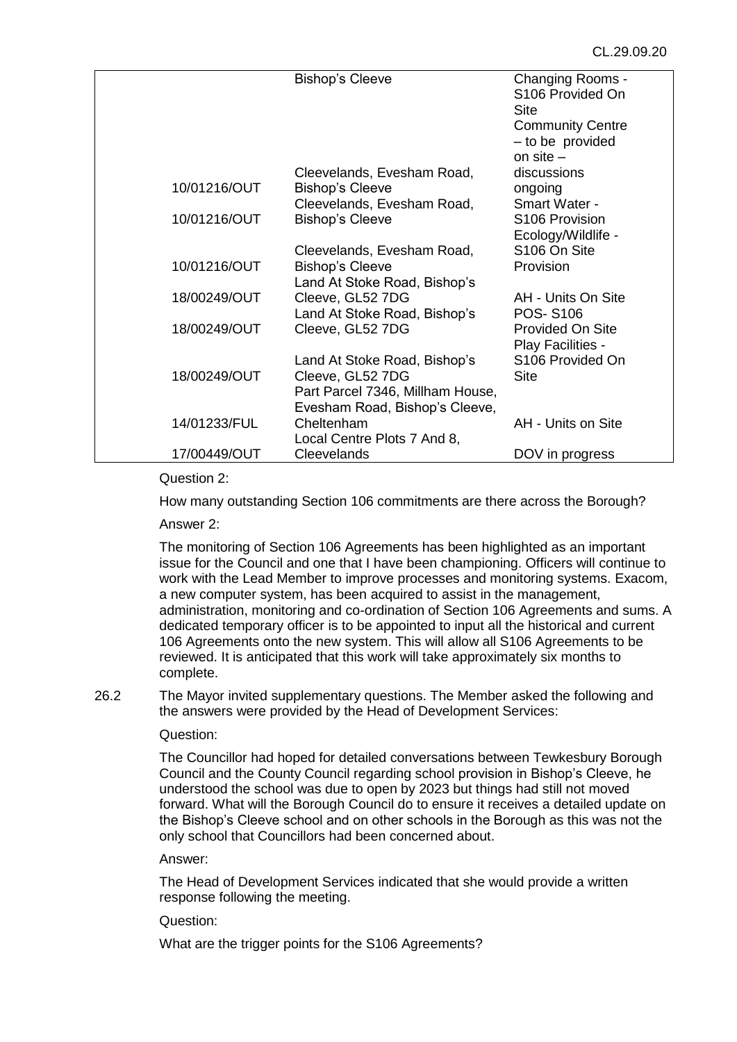| | | |
|---|---|---|
| | Bishop's Cleeve | Changing Rooms - S106 Provided On Site |
| 10/01216/OUT | Cleevelands, Evesham Road, Bishop's Cleeve | Community Centre – to be provided on site – discussions ongoing |
| 10/01216/OUT | Cleevelands, Evesham Road, Bishop's Cleeve | Smart Water - S106 Provision |
| 10/01216/OUT | Cleevelands, Evesham Road, Bishop's Cleeve | Ecology/Wildlife - S106 On Site Provision |
| 18/00249/OUT | Land At Stoke Road, Bishop's Cleeve, GL52 7DG | AH - Units On Site |
| 18/00249/OUT | Land At Stoke Road, Bishop's Cleeve, GL52 7DG | POS- S106 Provided On Site |
| 18/00249/OUT | Land At Stoke Road, Bishop's Cleeve, GL52 7DG | Play Facilities - S106 Provided On Site |
| 14/01233/FUL | Part Parcel 7346, Millham House, Evesham Road, Bishop's Cleeve, Cheltenham | AH - Units on Site |
| 17/00449/OUT | Local Centre Plots 7 And 8, Cleevelands | DOV in progress |

Question 2:

How many outstanding Section 106 commitments are there across the Borough?

Answer 2:

The monitoring of Section 106 Agreements has been highlighted as an important issue for the Council and one that I have been championing. Officers will continue to work with the Lead Member to improve processes and monitoring systems. Exacom, a new computer system, has been acquired to assist in the management, administration, monitoring and co-ordination of Section 106 Agreements and sums. A dedicated temporary officer is to be appointed to input all the historical and current 106 Agreements onto the new system. This will allow all S106 Agreements to be reviewed. It is anticipated that this work will take approximately six months to complete.

26.2 The Mayor invited supplementary questions. The Member asked the following and the answers were provided by the Head of Development Services:

Question:

The Councillor had hoped for detailed conversations between Tewkesbury Borough Council and the County Council regarding school provision in Bishop's Cleeve, he understood the school was due to open by 2023 but things had still not moved forward. What will the Borough Council do to ensure it receives a detailed update on the Bishop's Cleeve school and on other schools in the Borough as this was not the only school that Councillors had been concerned about.

Answer:

The Head of Development Services indicated that she would provide a written response following the meeting.

Question:

What are the trigger points for the S106 Agreements?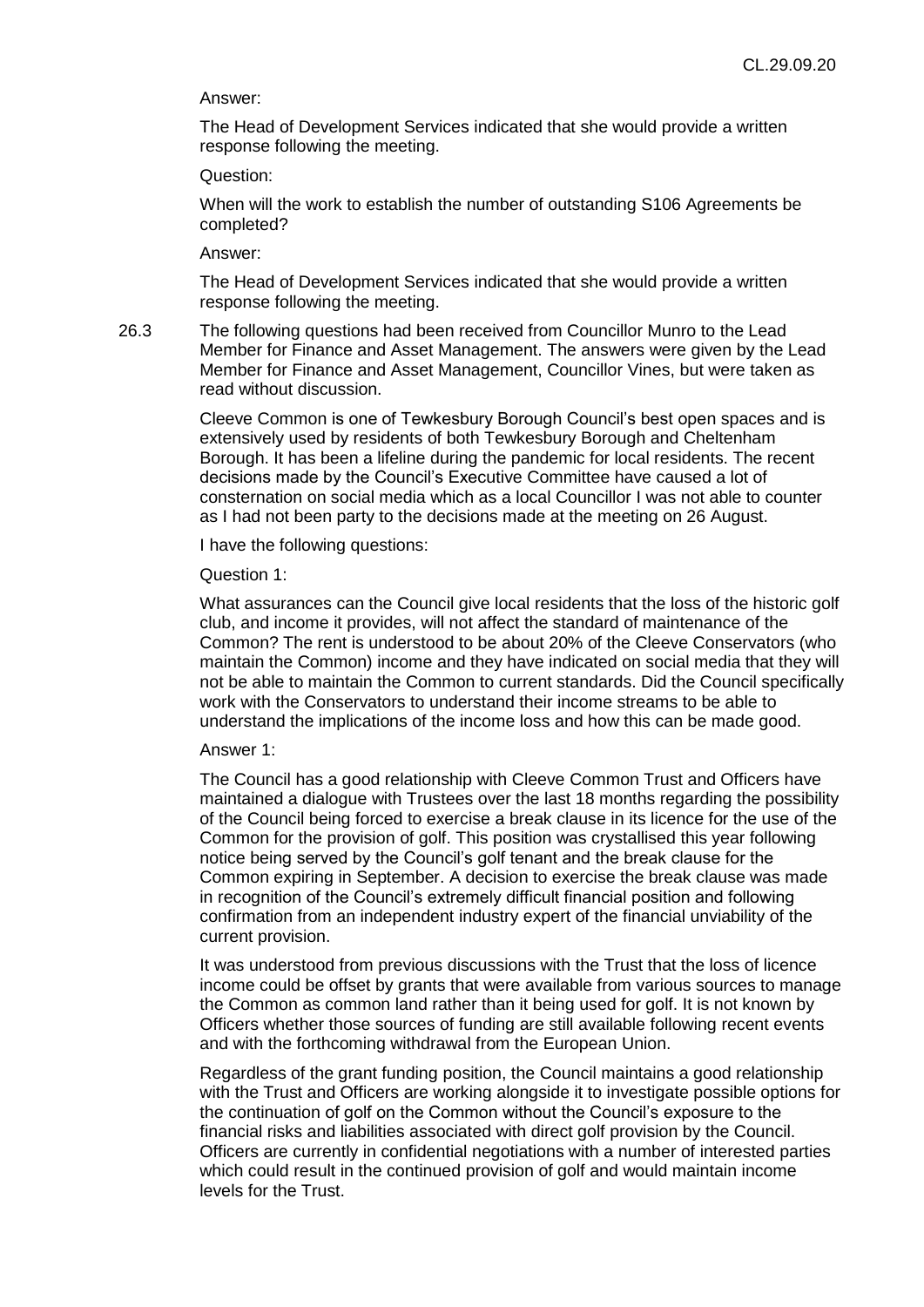Answer:

The Head of Development Services indicated that she would provide a written response following the meeting.

Question:

When will the work to establish the number of outstanding S106 Agreements be completed?

Answer:

The Head of Development Services indicated that she would provide a written response following the meeting.

26.3 The following questions had been received from Councillor Munro to the Lead Member for Finance and Asset Management. The answers were given by the Lead Member for Finance and Asset Management, Councillor Vines, but were taken as read without discussion.

Cleeve Common is one of Tewkesbury Borough Council's best open spaces and is extensively used by residents of both Tewkesbury Borough and Cheltenham Borough. It has been a lifeline during the pandemic for local residents. The recent decisions made by the Council's Executive Committee have caused a lot of consternation on social media which as a local Councillor I was not able to counter as I had not been party to the decisions made at the meeting on 26 August.

I have the following questions:

Question 1:

What assurances can the Council give local residents that the loss of the historic golf club, and income it provides, will not affect the standard of maintenance of the Common? The rent is understood to be about 20% of the Cleeve Conservators (who maintain the Common) income and they have indicated on social media that they will not be able to maintain the Common to current standards. Did the Council specifically work with the Conservators to understand their income streams to be able to understand the implications of the income loss and how this can be made good.

Answer 1:

The Council has a good relationship with Cleeve Common Trust and Officers have maintained a dialogue with Trustees over the last 18 months regarding the possibility of the Council being forced to exercise a break clause in its licence for the use of the Common for the provision of golf. This position was crystallised this year following notice being served by the Council's golf tenant and the break clause for the Common expiring in September. A decision to exercise the break clause was made in recognition of the Council's extremely difficult financial position and following confirmation from an independent industry expert of the financial unviability of the current provision.

It was understood from previous discussions with the Trust that the loss of licence income could be offset by grants that were available from various sources to manage the Common as common land rather than it being used for golf. It is not known by Officers whether those sources of funding are still available following recent events and with the forthcoming withdrawal from the European Union.

Regardless of the grant funding position, the Council maintains a good relationship with the Trust and Officers are working alongside it to investigate possible options for the continuation of golf on the Common without the Council's exposure to the financial risks and liabilities associated with direct golf provision by the Council. Officers are currently in confidential negotiations with a number of interested parties which could result in the continued provision of golf and would maintain income levels for the Trust.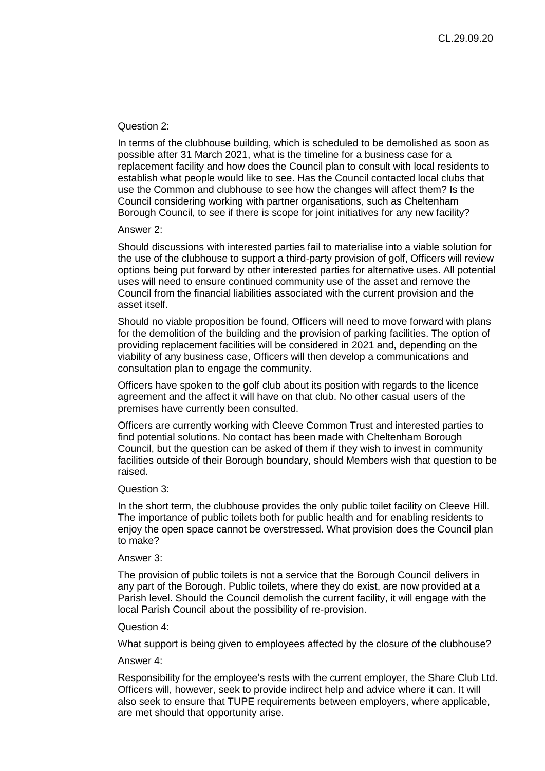Question 2:

In terms of the clubhouse building, which is scheduled to be demolished as soon as possible after 31 March 2021, what is the timeline for a business case for a replacement facility and how does the Council plan to consult with local residents to establish what people would like to see. Has the Council contacted local clubs that use the Common and clubhouse to see how the changes will affect them? Is the Council considering working with partner organisations, such as Cheltenham Borough Council, to see if there is scope for joint initiatives for any new facility?

Answer 2:

Should discussions with interested parties fail to materialise into a viable solution for the use of the clubhouse to support a third-party provision of golf, Officers will review options being put forward by other interested parties for alternative uses. All potential uses will need to ensure continued community use of the asset and remove the Council from the financial liabilities associated with the current provision and the asset itself.

Should no viable proposition be found, Officers will need to move forward with plans for the demolition of the building and the provision of parking facilities. The option of providing replacement facilities will be considered in 2021 and, depending on the viability of any business case, Officers will then develop a communications and consultation plan to engage the community.

Officers have spoken to the golf club about its position with regards to the licence agreement and the affect it will have on that club. No other casual users of the premises have currently been consulted.

Officers are currently working with Cleeve Common Trust and interested parties to find potential solutions. No contact has been made with Cheltenham Borough Council, but the question can be asked of them if they wish to invest in community facilities outside of their Borough boundary, should Members wish that question to be raised.

Question 3:

In the short term, the clubhouse provides the only public toilet facility on Cleeve Hill. The importance of public toilets both for public health and for enabling residents to enjoy the open space cannot be overstressed. What provision does the Council plan to make?

Answer 3:

The provision of public toilets is not a service that the Borough Council delivers in any part of the Borough. Public toilets, where they do exist, are now provided at a Parish level. Should the Council demolish the current facility, it will engage with the local Parish Council about the possibility of re-provision.

Question 4:

What support is being given to employees affected by the closure of the clubhouse?

Answer 4:

Responsibility for the employee's rests with the current employer, the Share Club Ltd. Officers will, however, seek to provide indirect help and advice where it can. It will also seek to ensure that TUPE requirements between employers, where applicable, are met should that opportunity arise.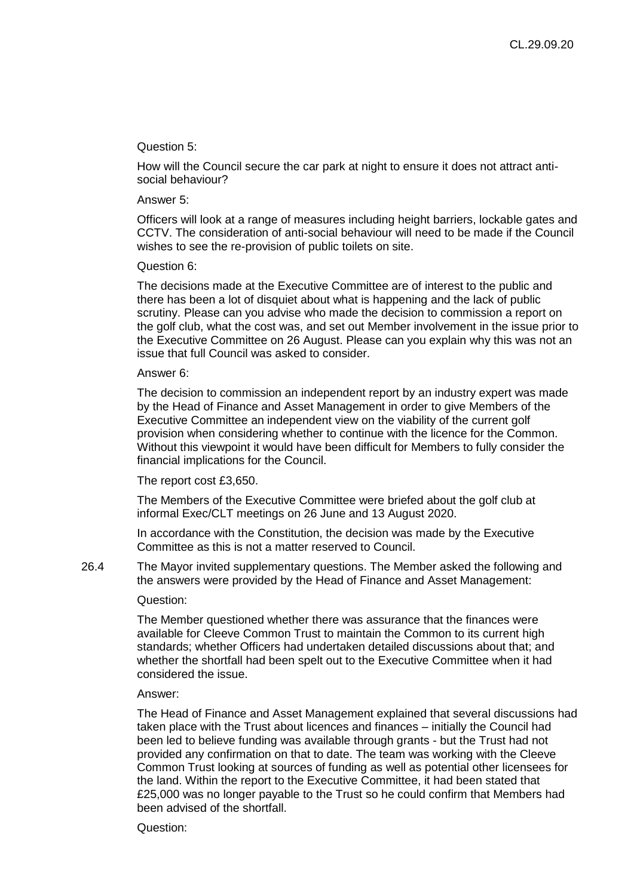Question 5:

How will the Council secure the car park at night to ensure it does not attract anti-social behaviour?

Answer 5:

Officers will look at a range of measures including height barriers, lockable gates and CCTV. The consideration of anti-social behaviour will need to be made if the Council wishes to see the re-provision of public toilets on site.

Question 6:

The decisions made at the Executive Committee are of interest to the public and there has been a lot of disquiet about what is happening and the lack of public scrutiny. Please can you advise who made the decision to commission a report on the golf club, what the cost was, and set out Member involvement in the issue prior to the Executive Committee on 26 August. Please can you explain why this was not an issue that full Council was asked to consider.

Answer 6:

The decision to commission an independent report by an industry expert was made by the Head of Finance and Asset Management in order to give Members of the Executive Committee an independent view on the viability of the current golf provision when considering whether to continue with the licence for the Common. Without this viewpoint it would have been difficult for Members to fully consider the financial implications for the Council.

The report cost £3,650.

The Members of the Executive Committee were briefed about the golf club at informal Exec/CLT meetings on 26 June and 13 August 2020.

In accordance with the Constitution, the decision was made by the Executive Committee as this is not a matter reserved to Council.

26.4 The Mayor invited supplementary questions. The Member asked the following and the answers were provided by the Head of Finance and Asset Management:

Question:

The Member questioned whether there was assurance that the finances were available for Cleeve Common Trust to maintain the Common to its current high standards; whether Officers had undertaken detailed discussions about that; and whether the shortfall had been spelt out to the Executive Committee when it had considered the issue.

Answer:

The Head of Finance and Asset Management explained that several discussions had taken place with the Trust about licences and finances – initially the Council had been led to believe funding was available through grants - but the Trust had not provided any confirmation on that to date. The team was working with the Cleeve Common Trust looking at sources of funding as well as potential other licensees for the land. Within the report to the Executive Committee, it had been stated that £25,000 was no longer payable to the Trust so he could confirm that Members had been advised of the shortfall.

Question: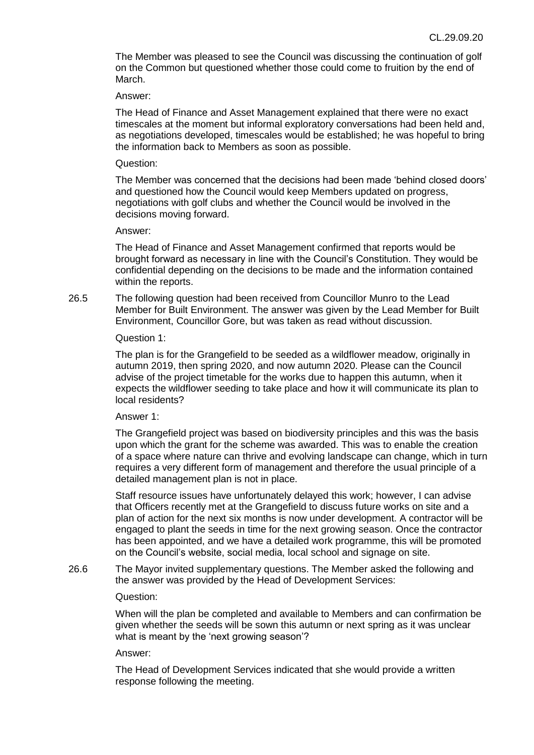The Member was pleased to see the Council was discussing the continuation of golf on the Common but questioned whether those could come to fruition by the end of March.

Answer:

The Head of Finance and Asset Management explained that there were no exact timescales at the moment but informal exploratory conversations had been held and, as negotiations developed, timescales would be established; he was hopeful to bring the information back to Members as soon as possible.

Question:

The Member was concerned that the decisions had been made 'behind closed doors' and questioned how the Council would keep Members updated on progress, negotiations with golf clubs and whether the Council would be involved in the decisions moving forward.

Answer:

The Head of Finance and Asset Management confirmed that reports would be brought forward as necessary in line with the Council's Constitution. They would be confidential depending on the decisions to be made and the information contained within the reports.

26.5 The following question had been received from Councillor Munro to the Lead Member for Built Environment. The answer was given by the Lead Member for Built Environment, Councillor Gore, but was taken as read without discussion.

Question 1:

The plan is for the Grangefield to be seeded as a wildflower meadow, originally in autumn 2019, then spring 2020, and now autumn 2020. Please can the Council advise of the project timetable for the works due to happen this autumn, when it expects the wildflower seeding to take place and how it will communicate its plan to local residents?

Answer 1:

The Grangefield project was based on biodiversity principles and this was the basis upon which the grant for the scheme was awarded. This was to enable the creation of a space where nature can thrive and evolving landscape can change, which in turn requires a very different form of management and therefore the usual principle of a detailed management plan is not in place.

Staff resource issues have unfortunately delayed this work; however, I can advise that Officers recently met at the Grangefield to discuss future works on site and a plan of action for the next six months is now under development. A contractor will be engaged to plant the seeds in time for the next growing season. Once the contractor has been appointed, and we have a detailed work programme, this will be promoted on the Council's website, social media, local school and signage on site.

26.6 The Mayor invited supplementary questions. The Member asked the following and the answer was provided by the Head of Development Services:

Question:

When will the plan be completed and available to Members and can confirmation be given whether the seeds will be sown this autumn or next spring as it was unclear what is meant by the 'next growing season'?

Answer:

The Head of Development Services indicated that she would provide a written response following the meeting.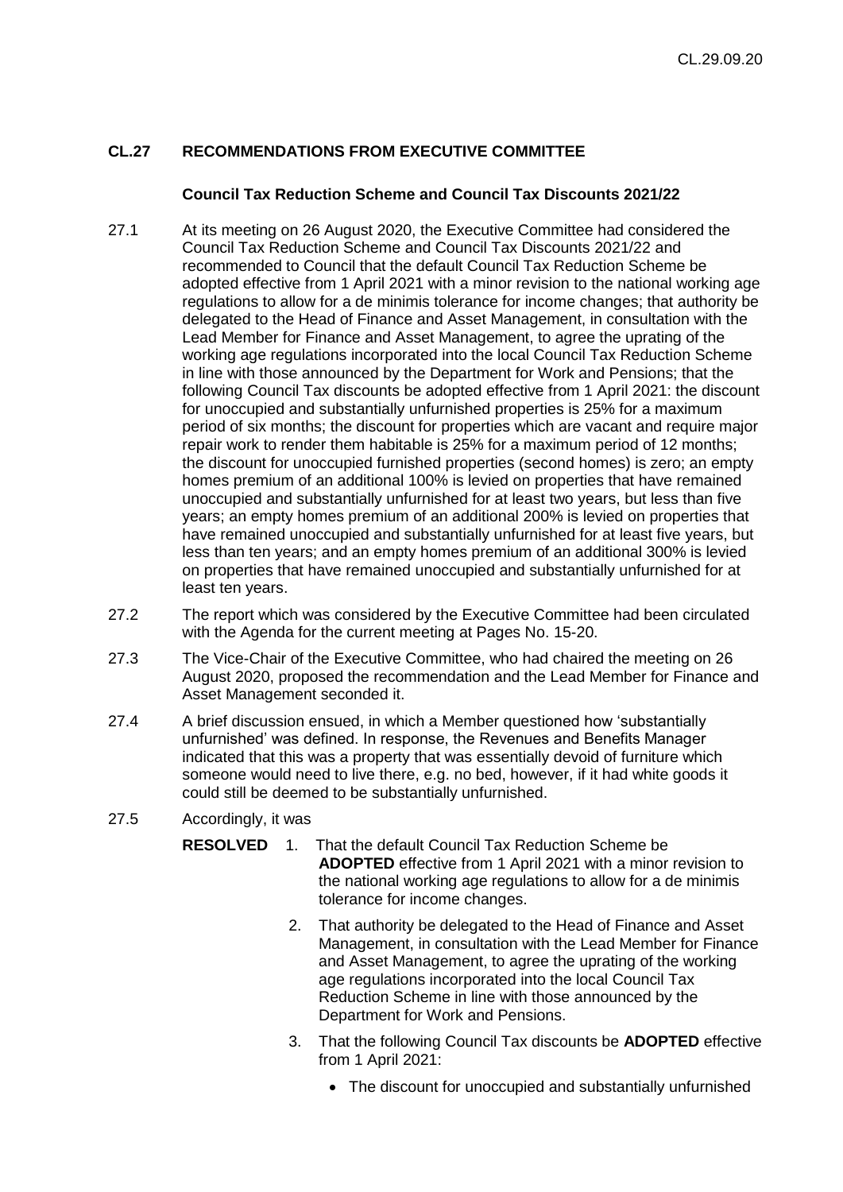## CL.27 RECOMMENDATIONS FROM EXECUTIVE COMMITTEE

### Council Tax Reduction Scheme and Council Tax Discounts 2021/22

27.1 At its meeting on 26 August 2020, the Executive Committee had considered the Council Tax Reduction Scheme and Council Tax Discounts 2021/22 and recommended to Council that the default Council Tax Reduction Scheme be adopted effective from 1 April 2021 with a minor revision to the national working age regulations to allow for a de minimis tolerance for income changes; that authority be delegated to the Head of Finance and Asset Management, in consultation with the Lead Member for Finance and Asset Management, to agree the uprating of the working age regulations incorporated into the local Council Tax Reduction Scheme in line with those announced by the Department for Work and Pensions; that the following Council Tax discounts be adopted effective from 1 April 2021: the discount for unoccupied and substantially unfurnished properties is 25% for a maximum period of six months; the discount for properties which are vacant and require major repair work to render them habitable is 25% for a maximum period of 12 months; the discount for unoccupied furnished properties (second homes) is zero; an empty homes premium of an additional 100% is levied on properties that have remained unoccupied and substantially unfurnished for at least two years, but less than five years; an empty homes premium of an additional 200% is levied on properties that have remained unoccupied and substantially unfurnished for at least five years, but less than ten years; and an empty homes premium of an additional 300% is levied on properties that have remained unoccupied and substantially unfurnished for at least ten years.

27.2 The report which was considered by the Executive Committee had been circulated with the Agenda for the current meeting at Pages No. 15-20.

27.3 The Vice-Chair of the Executive Committee, who had chaired the meeting on 26 August 2020, proposed the recommendation and the Lead Member for Finance and Asset Management seconded it.

27.4 A brief discussion ensued, in which a Member questioned how 'substantially unfurnished' was defined. In response, the Revenues and Benefits Manager indicated that this was a property that was essentially devoid of furniture which someone would need to live there, e.g. no bed, however, if it had white goods it could still be deemed to be substantially unfurnished.

27.5 Accordingly, it was

**RESOLVED**

1. That the default Council Tax Reduction Scheme be **ADOPTED** effective from 1 April 2021 with a minor revision to the national working age regulations to allow for a de minimis tolerance for income changes.
2. That authority be delegated to the Head of Finance and Asset Management, in consultation with the Lead Member for Finance and Asset Management, to agree the uprating of the working age regulations incorporated into the local Council Tax Reduction Scheme in line with those announced by the Department for Work and Pensions.
3. That the following Council Tax discounts be **ADOPTED** effective from 1 April 2021:
   - The discount for unoccupied and substantially unfurnished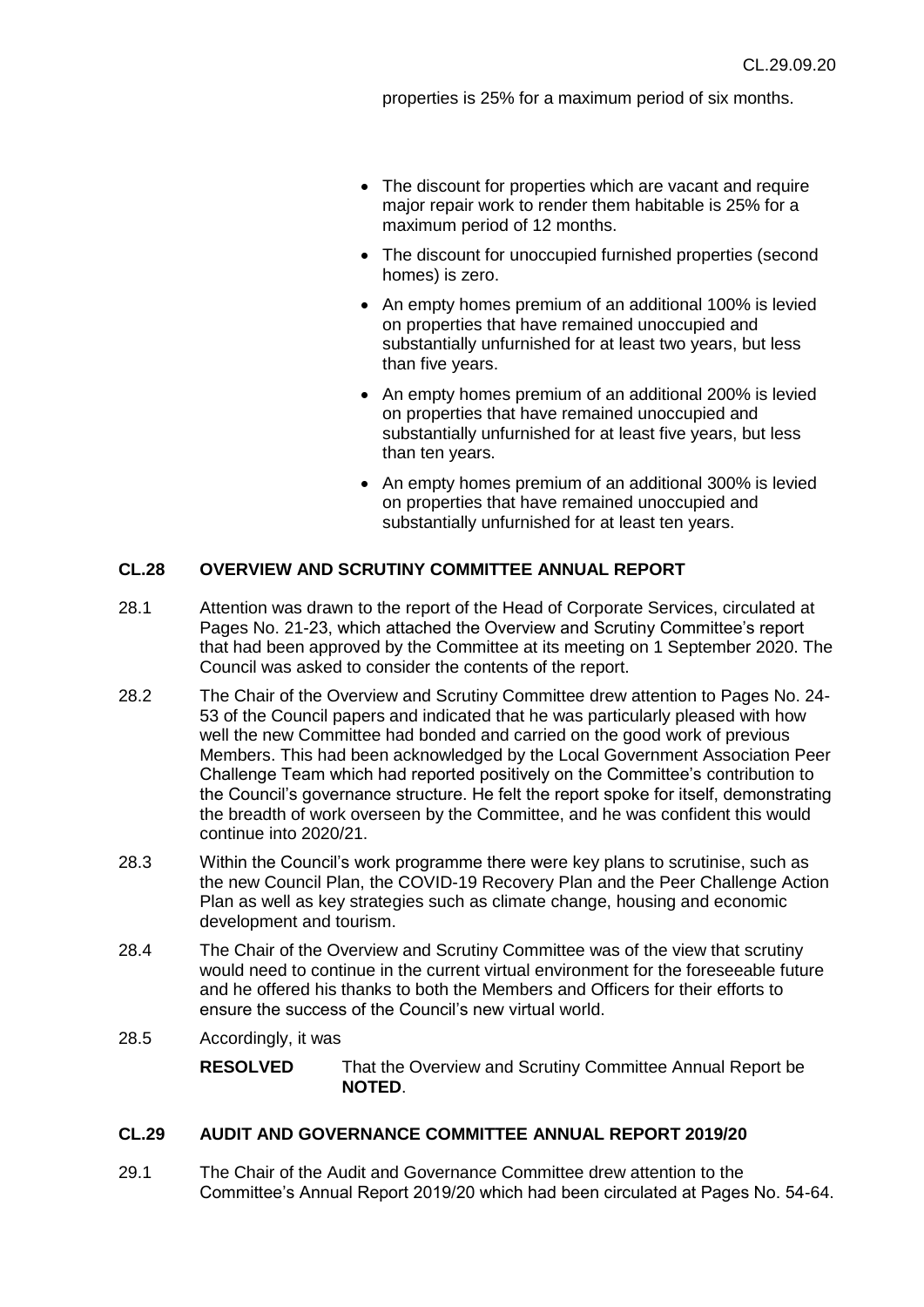properties is 25% for a maximum period of six months.

- The discount for properties which are vacant and require major repair work to render them habitable is 25% for a maximum period of 12 months.
- The discount for unoccupied furnished properties (second homes) is zero.
- An empty homes premium of an additional 100% is levied on properties that have remained unoccupied and substantially unfurnished for at least two years, but less than five years.
- An empty homes premium of an additional 200% is levied on properties that have remained unoccupied and substantially unfurnished for at least five years, but less than ten years.
- An empty homes premium of an additional 300% is levied on properties that have remained unoccupied and substantially unfurnished for at least ten years.

## CL.28 OVERVIEW AND SCRUTINY COMMITTEE ANNUAL REPORT

28.1 Attention was drawn to the report of the Head of Corporate Services, circulated at Pages No. 21-23, which attached the Overview and Scrutiny Committee's report that had been approved by the Committee at its meeting on 1 September 2020. The Council was asked to consider the contents of the report.

28.2 The Chair of the Overview and Scrutiny Committee drew attention to Pages No. 24-53 of the Council papers and indicated that he was particularly pleased with how well the new Committee had bonded and carried on the good work of previous Members. This had been acknowledged by the Local Government Association Peer Challenge Team which had reported positively on the Committee's contribution to the Council's governance structure. He felt the report spoke for itself, demonstrating the breadth of work overseen by the Committee, and he was confident this would continue into 2020/21.

28.3 Within the Council's work programme there were key plans to scrutinise, such as the new Council Plan, the COVID-19 Recovery Plan and the Peer Challenge Action Plan as well as key strategies such as climate change, housing and economic development and tourism.

28.4 The Chair of the Overview and Scrutiny Committee was of the view that scrutiny would need to continue in the current virtual environment for the foreseeable future and he offered his thanks to both the Members and Officers for their efforts to ensure the success of the Council's new virtual world.

28.5 Accordingly, it was

**RESOLVED** That the Overview and Scrutiny Committee Annual Report be **NOTED**.

## CL.29 AUDIT AND GOVERNANCE COMMITTEE ANNUAL REPORT 2019/20

29.1 The Chair of the Audit and Governance Committee drew attention to the Committee's Annual Report 2019/20 which had been circulated at Pages No. 54-64.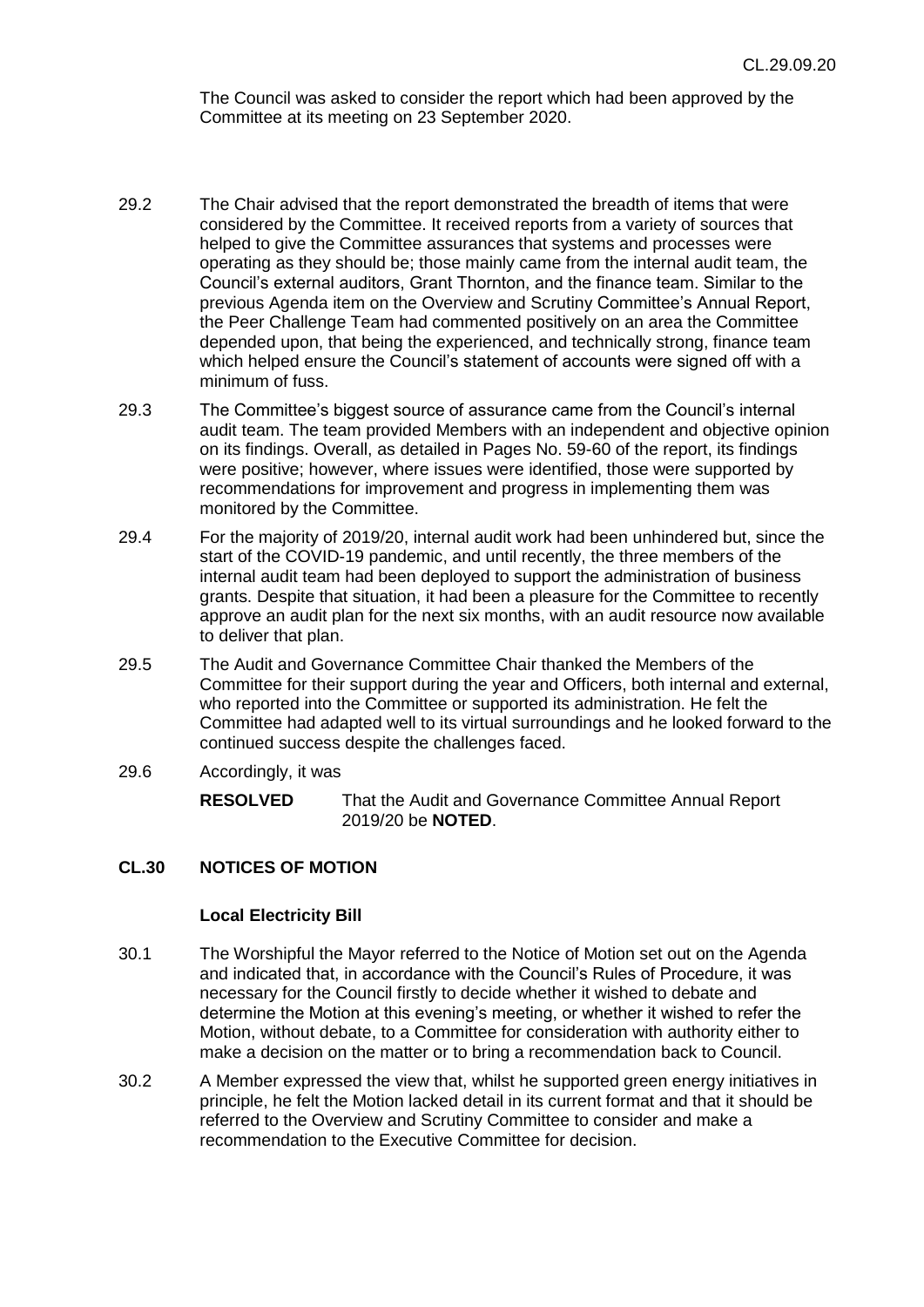The Council was asked to consider the report which had been approved by the Committee at its meeting on 23 September 2020.

29.2 The Chair advised that the report demonstrated the breadth of items that were considered by the Committee. It received reports from a variety of sources that helped to give the Committee assurances that systems and processes were operating as they should be; those mainly came from the internal audit team, the Council's external auditors, Grant Thornton, and the finance team. Similar to the previous Agenda item on the Overview and Scrutiny Committee's Annual Report, the Peer Challenge Team had commented positively on an area the Committee depended upon, that being the experienced, and technically strong, finance team which helped ensure the Council's statement of accounts were signed off with a minimum of fuss.

29.3 The Committee's biggest source of assurance came from the Council's internal audit team. The team provided Members with an independent and objective opinion on its findings. Overall, as detailed in Pages No. 59-60 of the report, its findings were positive; however, where issues were identified, those were supported by recommendations for improvement and progress in implementing them was monitored by the Committee.

29.4 For the majority of 2019/20, internal audit work had been unhindered but, since the start of the COVID-19 pandemic, and until recently, the three members of the internal audit team had been deployed to support the administration of business grants. Despite that situation, it had been a pleasure for the Committee to recently approve an audit plan for the next six months, with an audit resource now available to deliver that plan.

29.5 The Audit and Governance Committee Chair thanked the Members of the Committee for their support during the year and Officers, both internal and external, who reported into the Committee or supported its administration. He felt the Committee had adapted well to its virtual surroundings and he looked forward to the continued success despite the challenges faced.

29.6 Accordingly, it was

**RESOLVED** That the Audit and Governance Committee Annual Report 2019/20 be **NOTED**.

## CL.30 NOTICES OF MOTION

### Local Electricity Bill

30.1 The Worshipful the Mayor referred to the Notice of Motion set out on the Agenda and indicated that, in accordance with the Council's Rules of Procedure, it was necessary for the Council firstly to decide whether it wished to debate and determine the Motion at this evening's meeting, or whether it wished to refer the Motion, without debate, to a Committee for consideration with authority either to make a decision on the matter or to bring a recommendation back to Council.

30.2 A Member expressed the view that, whilst he supported green energy initiatives in principle, he felt the Motion lacked detail in its current format and that it should be referred to the Overview and Scrutiny Committee to consider and make a recommendation to the Executive Committee for decision.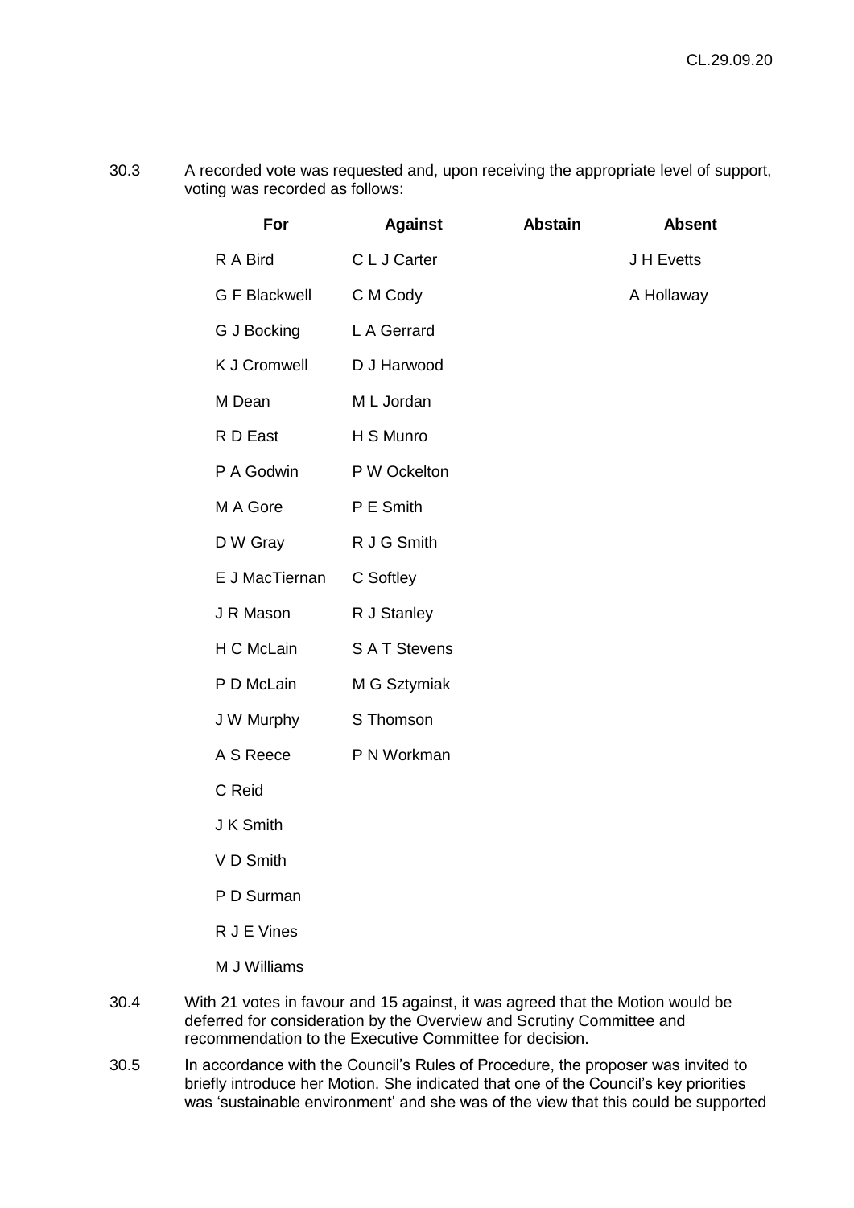30.3 A recorded vote was requested and, upon receiving the appropriate level of support, voting was recorded as follows:

| For | Against | Abstain | Absent |
|---|---|---|---|
| R A Bird | C L J Carter | | J H Evetts |
| G F Blackwell | C M Cody | | A Hollaway |
| G J Bocking | L A Gerrard | | |
| K J Cromwell | D J Harwood | | |
| M Dean | M L Jordan | | |
| R D East | H S Munro | | |
| P A Godwin | P W Ockelton | | |
| M A Gore | P E Smith | | |
| D W Gray | R J G Smith | | |
| E J MacTiernan | C Softley | | |
| J R Mason | R J Stanley | | |
| H C McLain | S A T Stevens | | |
| P D McLain | M G Sztymiak | | |
| J W Murphy | S Thomson | | |
| A S Reece | P N Workman | | |
| C Reid | | | |
| J K Smith | | | |
| V D Smith | | | |
| P D Surman | | | |
| R J E Vines | | | |
| M J Williams | | | |

30.4 With 21 votes in favour and 15 against, it was agreed that the Motion would be deferred for consideration by the Overview and Scrutiny Committee and recommendation to the Executive Committee for decision.

30.5 In accordance with the Council's Rules of Procedure, the proposer was invited to briefly introduce her Motion. She indicated that one of the Council's key priorities was 'sustainable environment' and she was of the view that this could be supported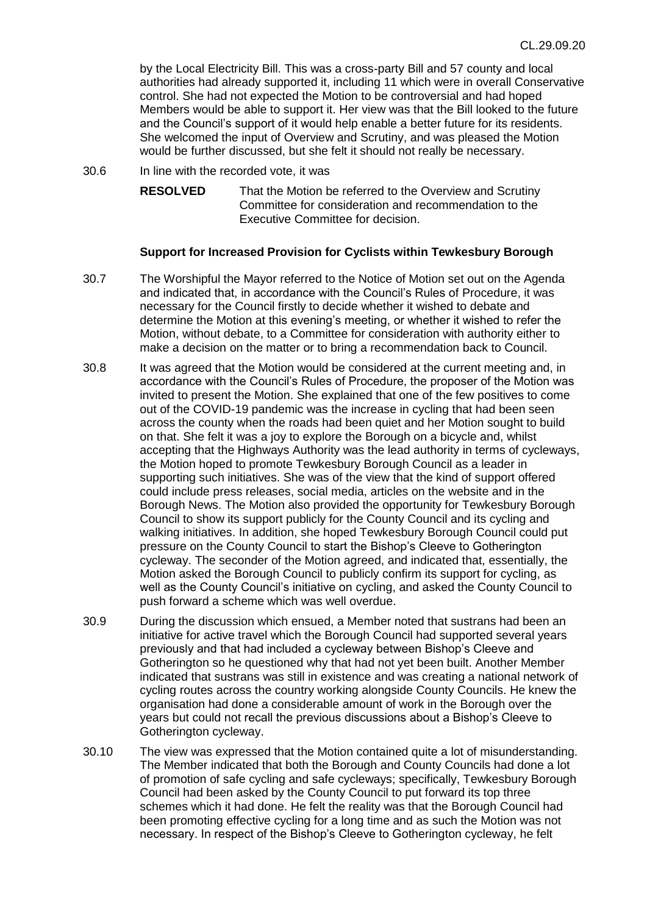by the Local Electricity Bill. This was a cross-party Bill and 57 county and local authorities had already supported it, including 11 which were in overall Conservative control. She had not expected the Motion to be controversial and had hoped Members would be able to support it. Her view was that the Bill looked to the future and the Council's support of it would help enable a better future for its residents. She welcomed the input of Overview and Scrutiny, and was pleased the Motion would be further discussed, but she felt it should not really be necessary.

30.6 In line with the recorded vote, it was

**RESOLVED** That the Motion be referred to the Overview and Scrutiny Committee for consideration and recommendation to the Executive Committee for decision.

**Support for Increased Provision for Cyclists within Tewkesbury Borough**

30.7 The Worshipful the Mayor referred to the Notice of Motion set out on the Agenda and indicated that, in accordance with the Council's Rules of Procedure, it was necessary for the Council firstly to decide whether it wished to debate and determine the Motion at this evening's meeting, or whether it wished to refer the Motion, without debate, to a Committee for consideration with authority either to make a decision on the matter or to bring a recommendation back to Council.

30.8 It was agreed that the Motion would be considered at the current meeting and, in accordance with the Council's Rules of Procedure, the proposer of the Motion was invited to present the Motion. She explained that one of the few positives to come out of the COVID-19 pandemic was the increase in cycling that had been seen across the county when the roads had been quiet and her Motion sought to build on that. She felt it was a joy to explore the Borough on a bicycle and, whilst accepting that the Highways Authority was the lead authority in terms of cycleways, the Motion hoped to promote Tewkesbury Borough Council as a leader in supporting such initiatives. She was of the view that the kind of support offered could include press releases, social media, articles on the website and in the Borough News. The Motion also provided the opportunity for Tewkesbury Borough Council to show its support publicly for the County Council and its cycling and walking initiatives. In addition, she hoped Tewkesbury Borough Council could put pressure on the County Council to start the Bishop's Cleeve to Gotherington cycleway. The seconder of the Motion agreed, and indicated that, essentially, the Motion asked the Borough Council to publicly confirm its support for cycling, as well as the County Council's initiative on cycling, and asked the County Council to push forward a scheme which was well overdue.

30.9 During the discussion which ensued, a Member noted that sustrans had been an initiative for active travel which the Borough Council had supported several years previously and that had included a cycleway between Bishop's Cleeve and Gotherington so he questioned why that had not yet been built. Another Member indicated that sustrans was still in existence and was creating a national network of cycling routes across the country working alongside County Councils. He knew the organisation had done a considerable amount of work in the Borough over the years but could not recall the previous discussions about a Bishop's Cleeve to Gotherington cycleway.

30.10 The view was expressed that the Motion contained quite a lot of misunderstanding. The Member indicated that both the Borough and County Councils had done a lot of promotion of safe cycling and safe cycleways; specifically, Tewkesbury Borough Council had been asked by the County Council to put forward its top three schemes which it had done. He felt the reality was that the Borough Council had been promoting effective cycling for a long time and as such the Motion was not necessary. In respect of the Bishop's Cleeve to Gotherington cycleway, he felt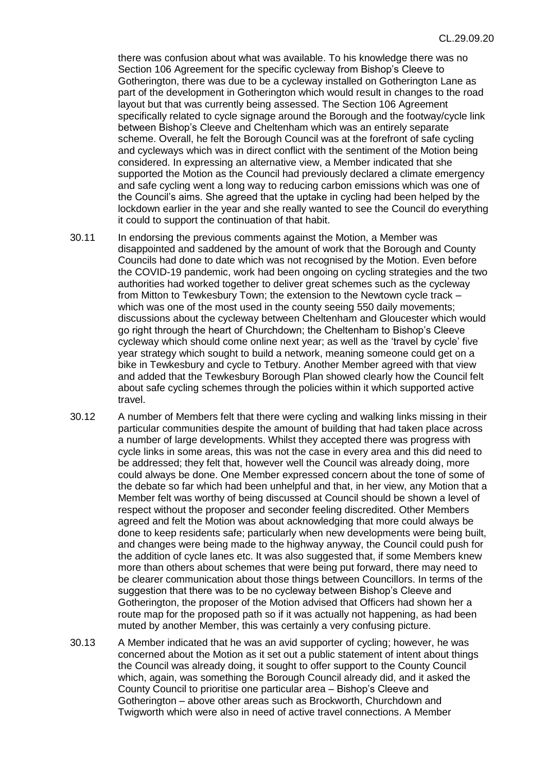there was confusion about what was available. To his knowledge there was no Section 106 Agreement for the specific cycleway from Bishop's Cleeve to Gotherington, there was due to be a cycleway installed on Gotherington Lane as part of the development in Gotherington which would result in changes to the road layout but that was currently being assessed. The Section 106 Agreement specifically related to cycle signage around the Borough and the footway/cycle link between Bishop's Cleeve and Cheltenham which was an entirely separate scheme. Overall, he felt the Borough Council was at the forefront of safe cycling and cycleways which was in direct conflict with the sentiment of the Motion being considered. In expressing an alternative view, a Member indicated that she supported the Motion as the Council had previously declared a climate emergency and safe cycling went a long way to reducing carbon emissions which was one of the Council's aims. She agreed that the uptake in cycling had been helped by the lockdown earlier in the year and she really wanted to see the Council do everything it could to support the continuation of that habit.

30.11 In endorsing the previous comments against the Motion, a Member was disappointed and saddened by the amount of work that the Borough and County Councils had done to date which was not recognised by the Motion. Even before the COVID-19 pandemic, work had been ongoing on cycling strategies and the two authorities had worked together to deliver great schemes such as the cycleway from Mitton to Tewkesbury Town; the extension to the Newtown cycle track – which was one of the most used in the county seeing 550 daily movements; discussions about the cycleway between Cheltenham and Gloucester which would go right through the heart of Churchdown; the Cheltenham to Bishop's Cleeve cycleway which should come online next year; as well as the 'travel by cycle' five year strategy which sought to build a network, meaning someone could get on a bike in Tewkesbury and cycle to Tetbury. Another Member agreed with that view and added that the Tewkesbury Borough Plan showed clearly how the Council felt about safe cycling schemes through the policies within it which supported active travel.

30.12 A number of Members felt that there were cycling and walking links missing in their particular communities despite the amount of building that had taken place across a number of large developments. Whilst they accepted there was progress with cycle links in some areas, this was not the case in every area and this did need to be addressed; they felt that, however well the Council was already doing, more could always be done. One Member expressed concern about the tone of some of the debate so far which had been unhelpful and that, in her view, any Motion that a Member felt was worthy of being discussed at Council should be shown a level of respect without the proposer and seconder feeling discredited. Other Members agreed and felt the Motion was about acknowledging that more could always be done to keep residents safe; particularly when new developments were being built, and changes were being made to the highway anyway, the Council could push for the addition of cycle lanes etc. It was also suggested that, if some Members knew more than others about schemes that were being put forward, there may need to be clearer communication about those things between Councillors. In terms of the suggestion that there was to be no cycleway between Bishop's Cleeve and Gotherington, the proposer of the Motion advised that Officers had shown her a route map for the proposed path so if it was actually not happening, as had been muted by another Member, this was certainly a very confusing picture.

30.13 A Member indicated that he was an avid supporter of cycling; however, he was concerned about the Motion as it set out a public statement of intent about things the Council was already doing, it sought to offer support to the County Council which, again, was something the Borough Council already did, and it asked the County Council to prioritise one particular area – Bishop's Cleeve and Gotherington – above other areas such as Brockworth, Churchdown and Twigworth which were also in need of active travel connections. A Member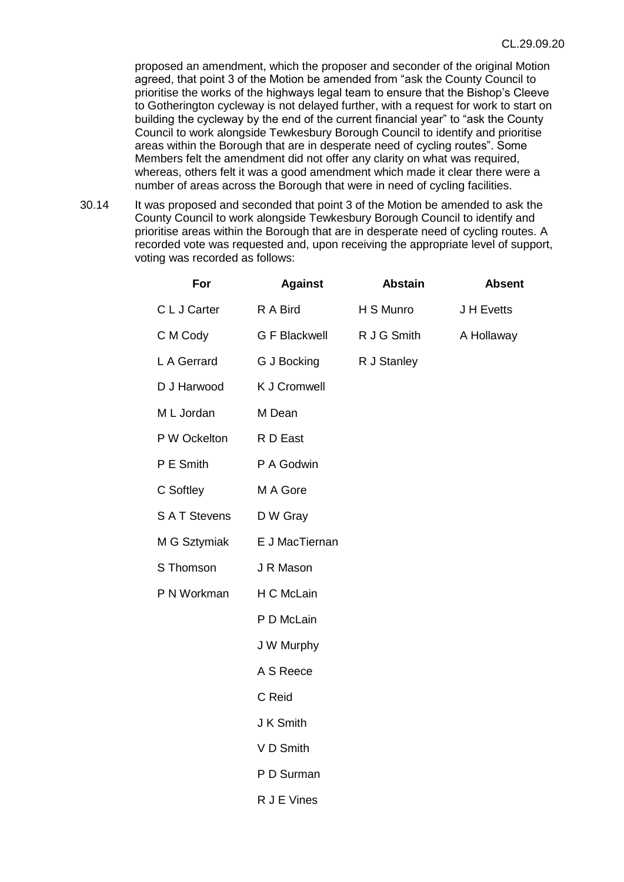proposed an amendment, which the proposer and seconder of the original Motion agreed, that point 3 of the Motion be amended from "ask the County Council to prioritise the works of the highways legal team to ensure that the Bishop's Cleeve to Gotherington cycleway is not delayed further, with a request for work to start on building the cycleway by the end of the current financial year" to "ask the County Council to work alongside Tewkesbury Borough Council to identify and prioritise areas within the Borough that are in desperate need of cycling routes". Some Members felt the amendment did not offer any clarity on what was required, whereas, others felt it was a good amendment which made it clear there were a number of areas across the Borough that were in need of cycling facilities.

30.14 It was proposed and seconded that point 3 of the Motion be amended to ask the County Council to work alongside Tewkesbury Borough Council to identify and prioritise areas within the Borough that are in desperate need of cycling routes. A recorded vote was requested and, upon receiving the appropriate level of support, voting was recorded as follows:

| For | Against | Abstain | Absent |
|---|---|---|---|
| C L J Carter | R A Bird | H S Munro | J H Evetts |
| C M Cody | G F Blackwell | R J G Smith | A Hollaway |
| L A Gerrard | G J Bocking | R J Stanley | |
| D J Harwood | K J Cromwell | | |
| M L Jordan | M Dean | | |
| P W Ockelton | R D East | | |
| P E Smith | P A Godwin | | |
| C Softley | M A Gore | | |
| S A T Stevens | D W Gray | | |
| M G Sztymiak | E J MacTiernan | | |
| S Thomson | J R Mason | | |
| P N Workman | H C McLain | | |
| | P D McLain | | |
| | J W Murphy | | |
| | A S Reece | | |
| | C Reid | | |
| | J K Smith | | |
| | V D Smith | | |
| | P D Surman | | |
| | R J E Vines | | |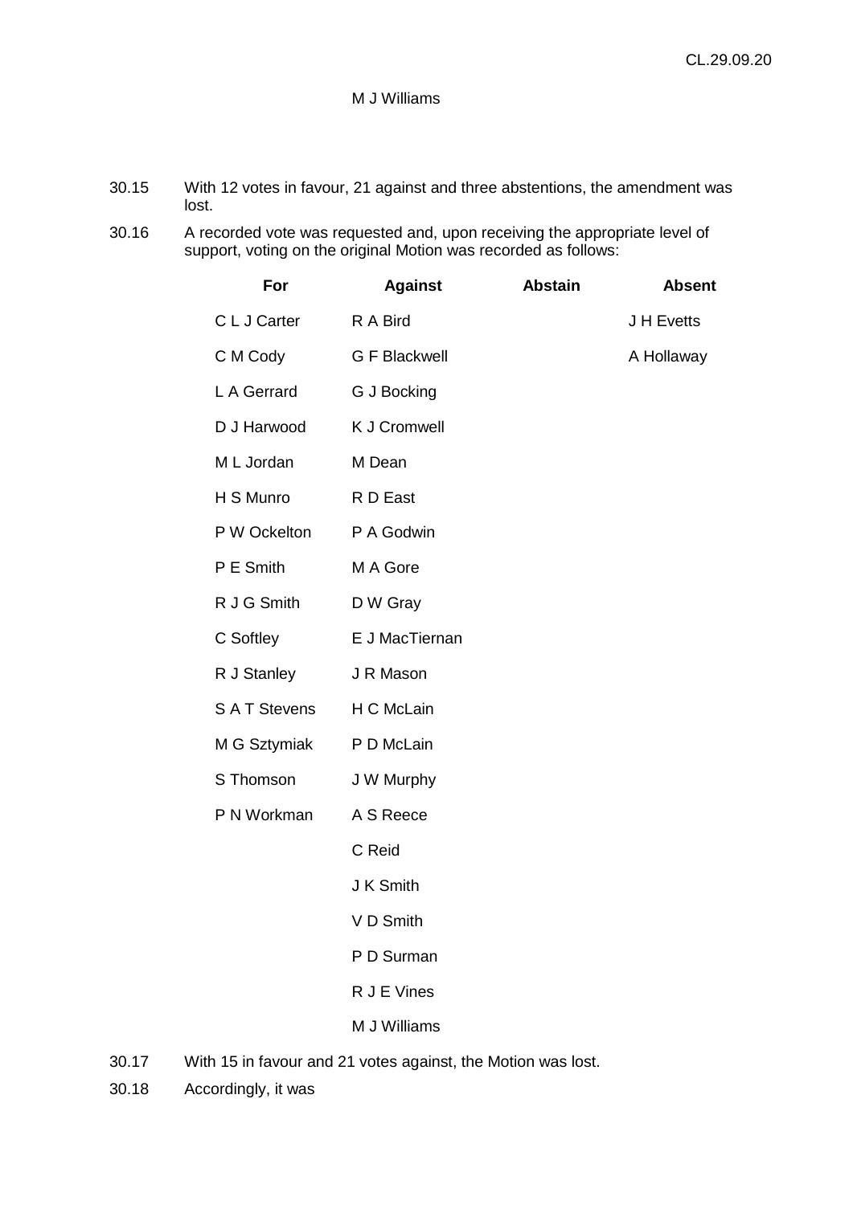M J Williams

30.15 With 12 votes in favour, 21 against and three abstentions, the amendment was lost.

30.16 A recorded vote was requested and, upon receiving the appropriate level of support, voting on the original Motion was recorded as follows:

| For | Against | Abstain | Absent |
|---|---|---|---|
| C L J Carter | R A Bird | | J H Evetts |
| C M Cody | G F Blackwell | | A Hollaway |
| L A Gerrard | G J Bocking | | |
| D J Harwood | K J Cromwell | | |
| M L Jordan | M Dean | | |
| H S Munro | R D East | | |
| P W Ockelton | P A Godwin | | |
| P E Smith | M A Gore | | |
| R J G Smith | D W Gray | | |
| C Softley | E J MacTiernan | | |
| R J Stanley | J R Mason | | |
| S A T Stevens | H C McLain | | |
| M G Sztymiak | P D McLain | | |
| S Thomson | J W Murphy | | |
| P N Workman | A S Reece | | |
| | C Reid | | |
| | J K Smith | | |
| | V D Smith | | |
| | P D Surman | | |
| | R J E Vines | | |
| | M J Williams | | |

30.17 With 15 in favour and 21 votes against, the Motion was lost.

30.18 Accordingly, it was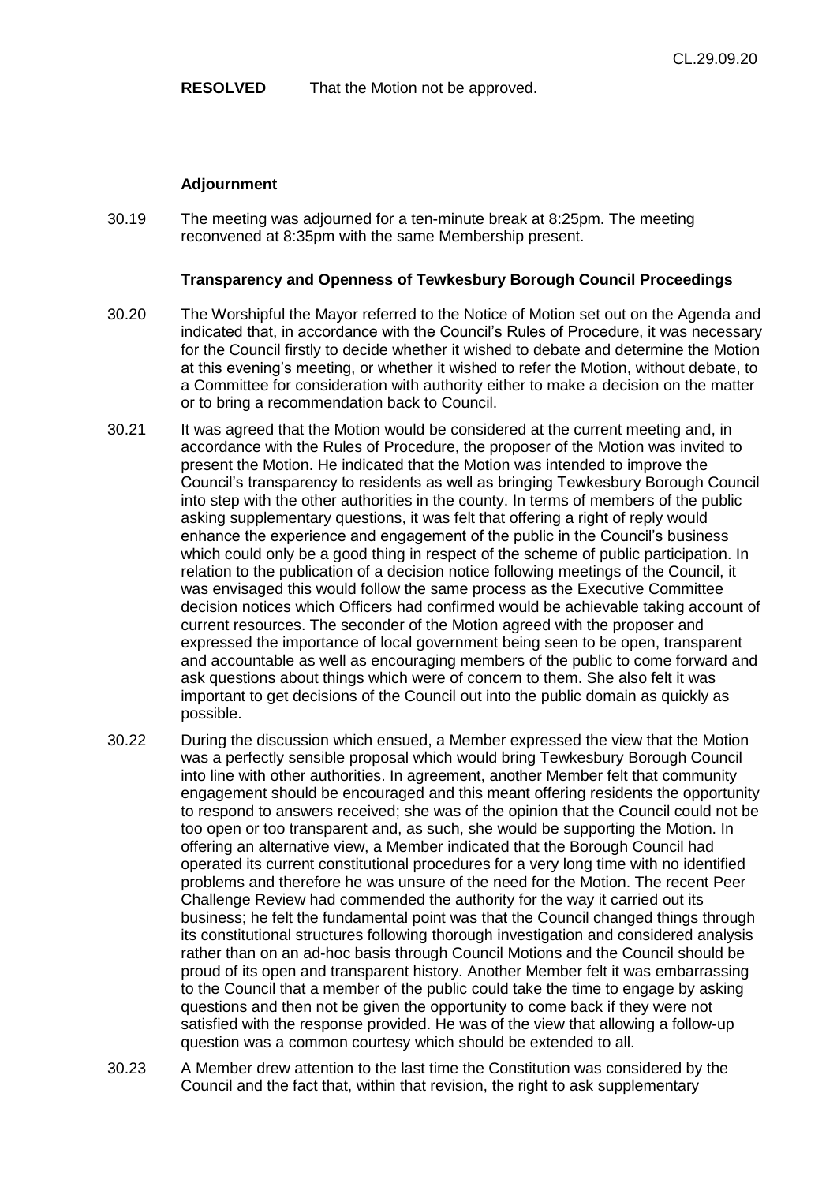**RESOLVED** That the Motion not be approved.

**Adjournment**

30.19 The meeting was adjourned for a ten-minute break at 8:25pm. The meeting reconvened at 8:35pm with the same Membership present.

**Transparency and Openness of Tewkesbury Borough Council Proceedings**

30.20 The Worshipful the Mayor referred to the Notice of Motion set out on the Agenda and indicated that, in accordance with the Council's Rules of Procedure, it was necessary for the Council firstly to decide whether it wished to debate and determine the Motion at this evening's meeting, or whether it wished to refer the Motion, without debate, to a Committee for consideration with authority either to make a decision on the matter or to bring a recommendation back to Council.

30.21 It was agreed that the Motion would be considered at the current meeting and, in accordance with the Rules of Procedure, the proposer of the Motion was invited to present the Motion. He indicated that the Motion was intended to improve the Council's transparency to residents as well as bringing Tewkesbury Borough Council into step with the other authorities in the county. In terms of members of the public asking supplementary questions, it was felt that offering a right of reply would enhance the experience and engagement of the public in the Council's business which could only be a good thing in respect of the scheme of public participation. In relation to the publication of a decision notice following meetings of the Council, it was envisaged this would follow the same process as the Executive Committee decision notices which Officers had confirmed would be achievable taking account of current resources. The seconder of the Motion agreed with the proposer and expressed the importance of local government being seen to be open, transparent and accountable as well as encouraging members of the public to come forward and ask questions about things which were of concern to them. She also felt it was important to get decisions of the Council out into the public domain as quickly as possible.

30.22 During the discussion which ensued, a Member expressed the view that the Motion was a perfectly sensible proposal which would bring Tewkesbury Borough Council into line with other authorities. In agreement, another Member felt that community engagement should be encouraged and this meant offering residents the opportunity to respond to answers received; she was of the opinion that the Council could not be too open or too transparent and, as such, she would be supporting the Motion. In offering an alternative view, a Member indicated that the Borough Council had operated its current constitutional procedures for a very long time with no identified problems and therefore he was unsure of the need for the Motion. The recent Peer Challenge Review had commended the authority for the way it carried out its business; he felt the fundamental point was that the Council changed things through its constitutional structures following thorough investigation and considered analysis rather than on an ad-hoc basis through Council Motions and the Council should be proud of its open and transparent history. Another Member felt it was embarrassing to the Council that a member of the public could take the time to engage by asking questions and then not be given the opportunity to come back if they were not satisfied with the response provided. He was of the view that allowing a follow-up question was a common courtesy which should be extended to all.

30.23 A Member drew attention to the last time the Constitution was considered by the Council and the fact that, within that revision, the right to ask supplementary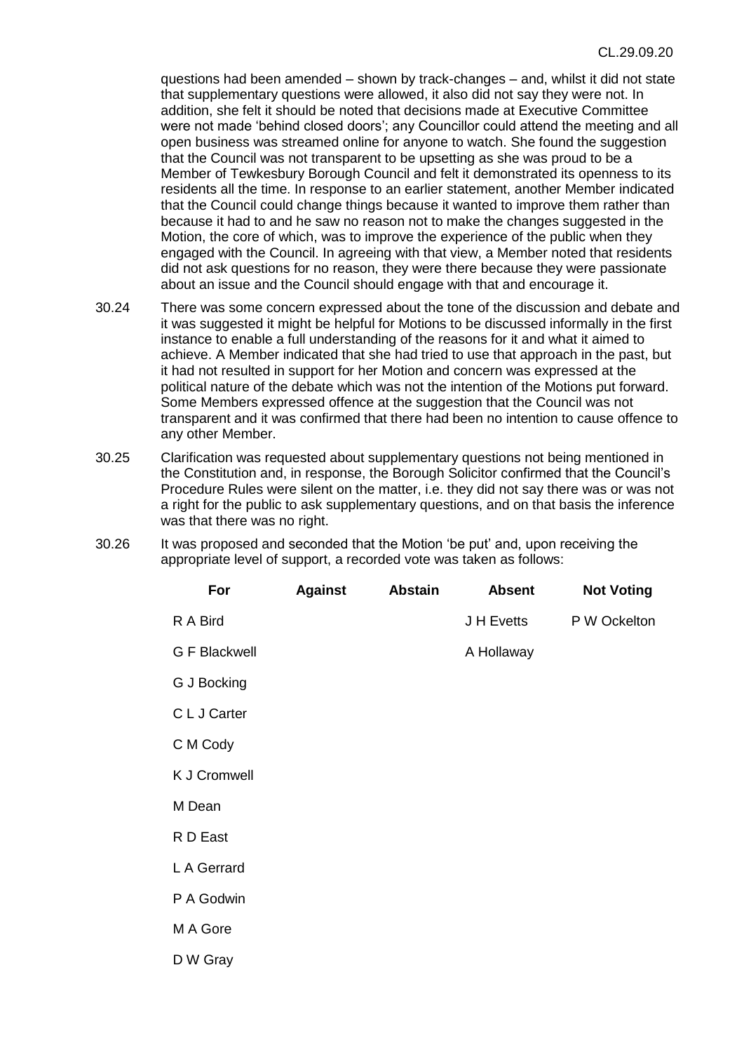questions had been amended – shown by track-changes – and, whilst it did not state that supplementary questions were allowed, it also did not say they were not. In addition, she felt it should be noted that decisions made at Executive Committee were not made 'behind closed doors'; any Councillor could attend the meeting and all open business was streamed online for anyone to watch. She found the suggestion that the Council was not transparent to be upsetting as she was proud to be a Member of Tewkesbury Borough Council and felt it demonstrated its openness to its residents all the time. In response to an earlier statement, another Member indicated that the Council could change things because it wanted to improve them rather than because it had to and he saw no reason not to make the changes suggested in the Motion, the core of which, was to improve the experience of the public when they engaged with the Council. In agreeing with that view, a Member noted that residents did not ask questions for no reason, they were there because they were passionate about an issue and the Council should engage with that and encourage it.

30.24 There was some concern expressed about the tone of the discussion and debate and it was suggested it might be helpful for Motions to be discussed informally in the first instance to enable a full understanding of the reasons for it and what it aimed to achieve. A Member indicated that she had tried to use that approach in the past, but it had not resulted in support for her Motion and concern was expressed at the political nature of the debate which was not the intention of the Motions put forward. Some Members expressed offence at the suggestion that the Council was not transparent and it was confirmed that there had been no intention to cause offence to any other Member.

30.25 Clarification was requested about supplementary questions not being mentioned in the Constitution and, in response, the Borough Solicitor confirmed that the Council's Procedure Rules were silent on the matter, i.e. they did not say there was or was not a right for the public to ask supplementary questions, and on that basis the inference was that there was no right.

30.26 It was proposed and seconded that the Motion 'be put' and, upon receiving the appropriate level of support, a recorded vote was taken as follows:

| For | Against | Abstain | Absent | Not Voting |
|---|---|---|---|---|
| R A Bird | | | J H Evetts | P W Ockelton |
| G F Blackwell | | | A Hollaway | |
| G J Bocking | | | | |
| C L J Carter | | | | |
| C M Cody | | | | |
| K J Cromwell | | | | |
| M Dean | | | | |
| R D East | | | | |
| L A Gerrard | | | | |
| P A Godwin | | | | |
| M A Gore | | | | |
| D W Gray | | | | |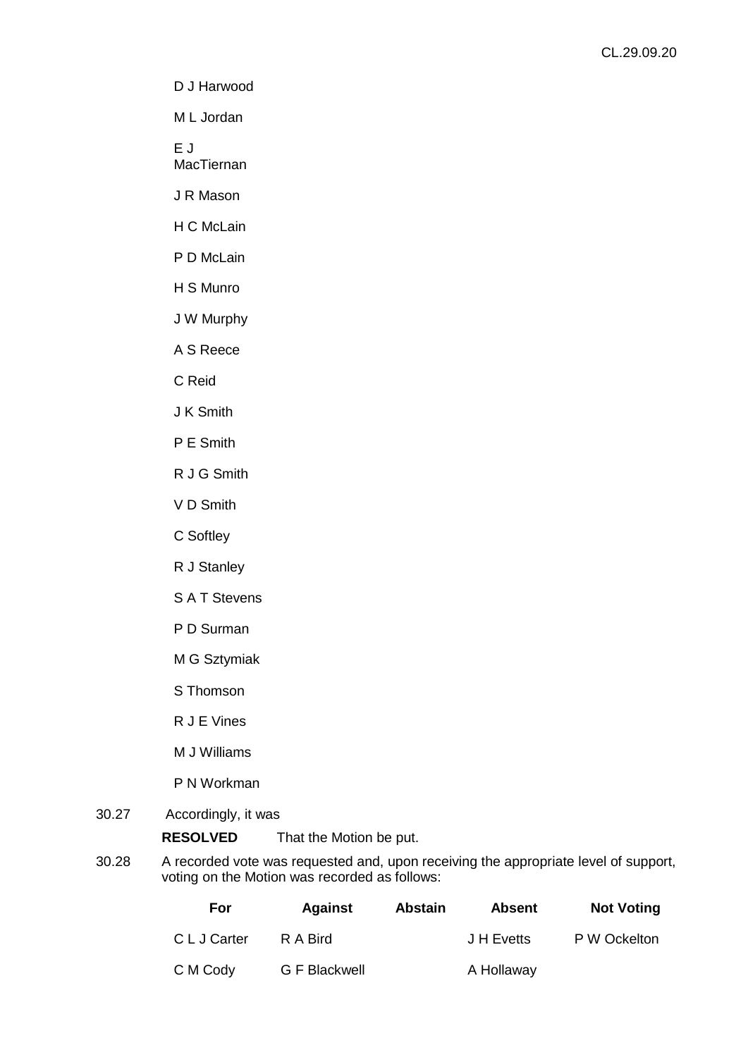D J Harwood

M L Jordan

E J MacTiernan

J R Mason

H C McLain

P D McLain

H S Munro

J W Murphy

A S Reece

C Reid

J K Smith

P E Smith

R J G Smith

V D Smith

C Softley

R J Stanley

S A T Stevens

P D Surman

M G Sztymiak

S Thomson

R J E Vines

M J Williams

P N Workman

30.27 Accordingly, it was

**RESOLVED** That the Motion be put.

30.28 A recorded vote was requested and, upon receiving the appropriate level of support, voting on the Motion was recorded as follows:

| For | Against | Abstain | Absent | Not Voting |
|---|---|---|---|---|
| C L J Carter | R A Bird | | J H Evetts | P W Ockelton |
| C M Cody | G F Blackwell | | A Hollaway | |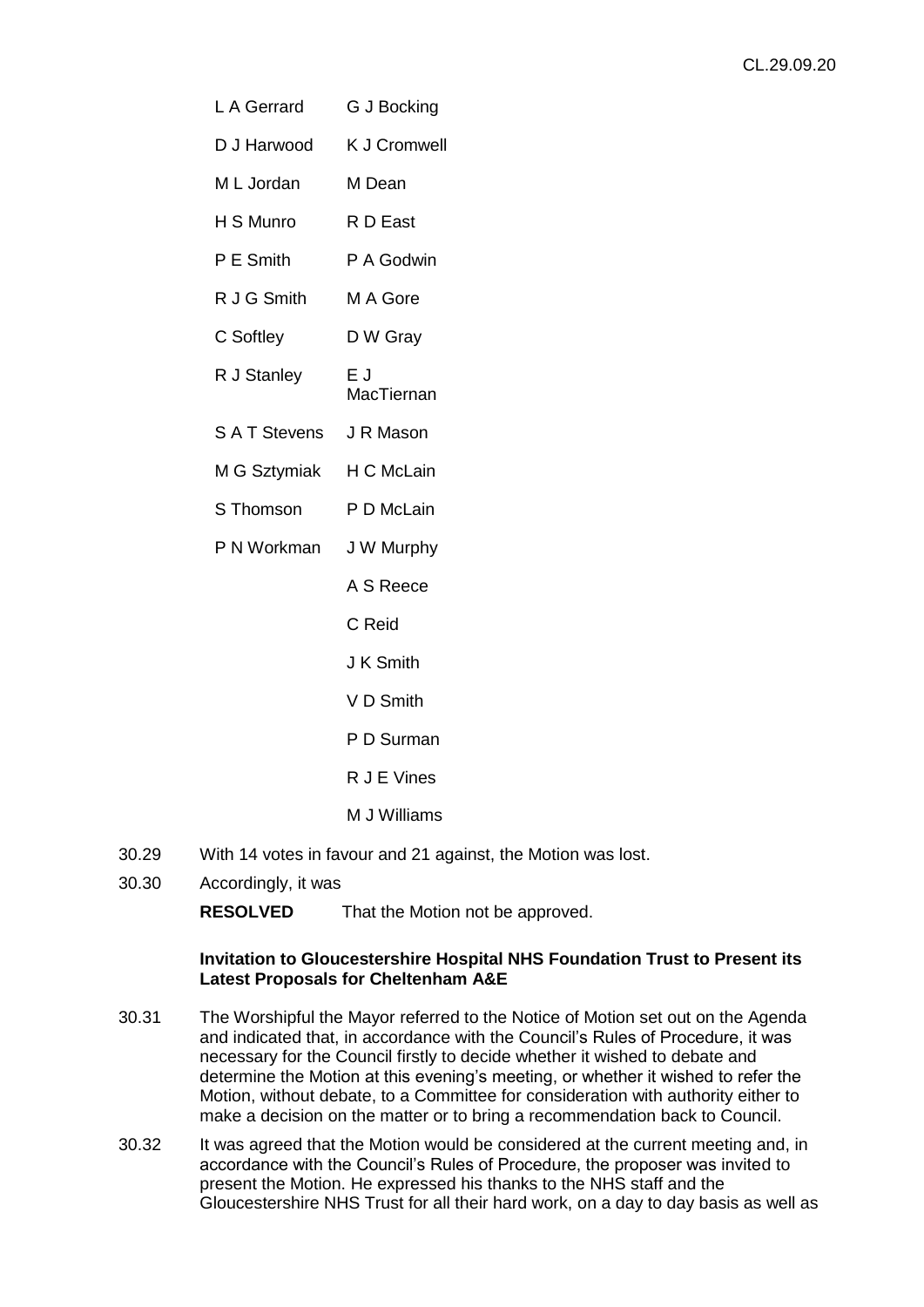| | |
|---|---|
| L A Gerrard | G J Bocking |
| D J Harwood | K J Cromwell |
| M L Jordan | M Dean |
| H S Munro | R D East |
| P E Smith | P A Godwin |
| R J G Smith | M A Gore |
| C Softley | D W Gray |
| R J Stanley | E J MacTiernan |
| S A T Stevens | J R Mason |
| M G Sztymiak | H C McLain |
| S Thomson | P D McLain |
| P N Workman | J W Murphy |
| | A S Reece |
| | C Reid |
| | J K Smith |
| | V D Smith |
| | P D Surman |
| | R J E Vines |
| | M J Williams |

30.29 With 14 votes in favour and 21 against, the Motion was lost.

30.30 Accordingly, it was

**RESOLVED** That the Motion not be approved.

**Invitation to Gloucestershire Hospital NHS Foundation Trust to Present its Latest Proposals for Cheltenham A&E**

30.31 The Worshipful the Mayor referred to the Notice of Motion set out on the Agenda and indicated that, in accordance with the Council's Rules of Procedure, it was necessary for the Council firstly to decide whether it wished to debate and determine the Motion at this evening's meeting, or whether it wished to refer the Motion, without debate, to a Committee for consideration with authority either to make a decision on the matter or to bring a recommendation back to Council.

30.32 It was agreed that the Motion would be considered at the current meeting and, in accordance with the Council's Rules of Procedure, the proposer was invited to present the Motion. He expressed his thanks to the NHS staff and the Gloucestershire NHS Trust for all their hard work, on a day to day basis as well as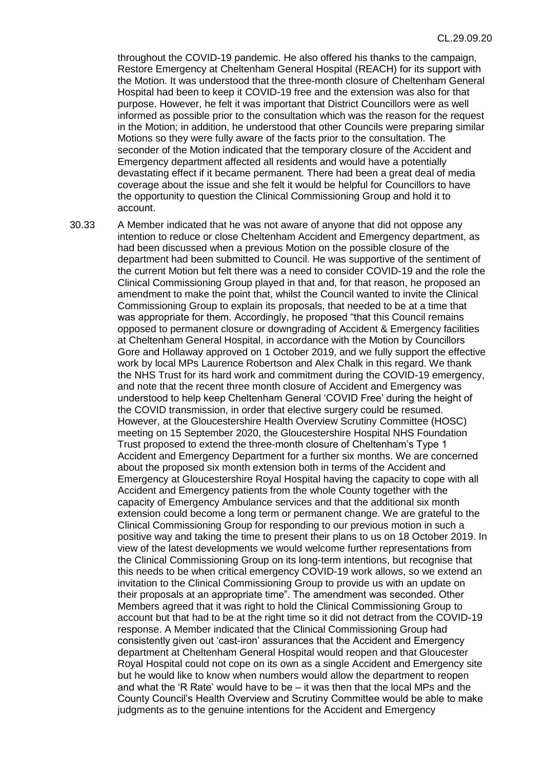throughout the COVID-19 pandemic. He also offered his thanks to the campaign, Restore Emergency at Cheltenham General Hospital (REACH) for its support with the Motion. It was understood that the three-month closure of Cheltenham General Hospital had been to keep it COVID-19 free and the extension was also for that purpose. However, he felt it was important that District Councillors were as well informed as possible prior to the consultation which was the reason for the request in the Motion; in addition, he understood that other Councils were preparing similar Motions so they were fully aware of the facts prior to the consultation. The seconder of the Motion indicated that the temporary closure of the Accident and Emergency department affected all residents and would have a potentially devastating effect if it became permanent. There had been a great deal of media coverage about the issue and she felt it would be helpful for Councillors to have the opportunity to question the Clinical Commissioning Group and hold it to account.

30.33 A Member indicated that he was not aware of anyone that did not oppose any intention to reduce or close Cheltenham Accident and Emergency department, as had been discussed when a previous Motion on the possible closure of the department had been submitted to Council. He was supportive of the sentiment of the current Motion but felt there was a need to consider COVID-19 and the role the Clinical Commissioning Group played in that and, for that reason, he proposed an amendment to make the point that, whilst the Council wanted to invite the Clinical Commissioning Group to explain its proposals, that needed to be at a time that was appropriate for them. Accordingly, he proposed "that this Council remains opposed to permanent closure or downgrading of Accident & Emergency facilities at Cheltenham General Hospital, in accordance with the Motion by Councillors Gore and Hollaway approved on 1 October 2019, and we fully support the effective work by local MPs Laurence Robertson and Alex Chalk in this regard. We thank the NHS Trust for its hard work and commitment during the COVID-19 emergency, and note that the recent three month closure of Accident and Emergency was understood to help keep Cheltenham General 'COVID Free' during the height of the COVID transmission, in order that elective surgery could be resumed. However, at the Gloucestershire Health Overview Scrutiny Committee (HOSC) meeting on 15 September 2020, the Gloucestershire Hospital NHS Foundation Trust proposed to extend the three-month closure of Cheltenham's Type 1 Accident and Emergency Department for a further six months. We are concerned about the proposed six month extension both in terms of the Accident and Emergency at Gloucestershire Royal Hospital having the capacity to cope with all Accident and Emergency patients from the whole County together with the capacity of Emergency Ambulance services and that the additional six month extension could become a long term or permanent change. We are grateful to the Clinical Commissioning Group for responding to our previous motion in such a positive way and taking the time to present their plans to us on 18 October 2019. In view of the latest developments we would welcome further representations from the Clinical Commissioning Group on its long-term intentions, but recognise that this needs to be when critical emergency COVID-19 work allows, so we extend an invitation to the Clinical Commissioning Group to provide us with an update on their proposals at an appropriate time". The amendment was seconded. Other Members agreed that it was right to hold the Clinical Commissioning Group to account but that had to be at the right time so it did not detract from the COVID-19 response. A Member indicated that the Clinical Commissioning Group had consistently given out 'cast-iron' assurances that the Accident and Emergency department at Cheltenham General Hospital would reopen and that Gloucester Royal Hospital could not cope on its own as a single Accident and Emergency site but he would like to know when numbers would allow the department to reopen and what the 'R Rate' would have to be – it was then that the local MPs and the County Council's Health Overview and Scrutiny Committee would be able to make judgments as to the genuine intentions for the Accident and Emergency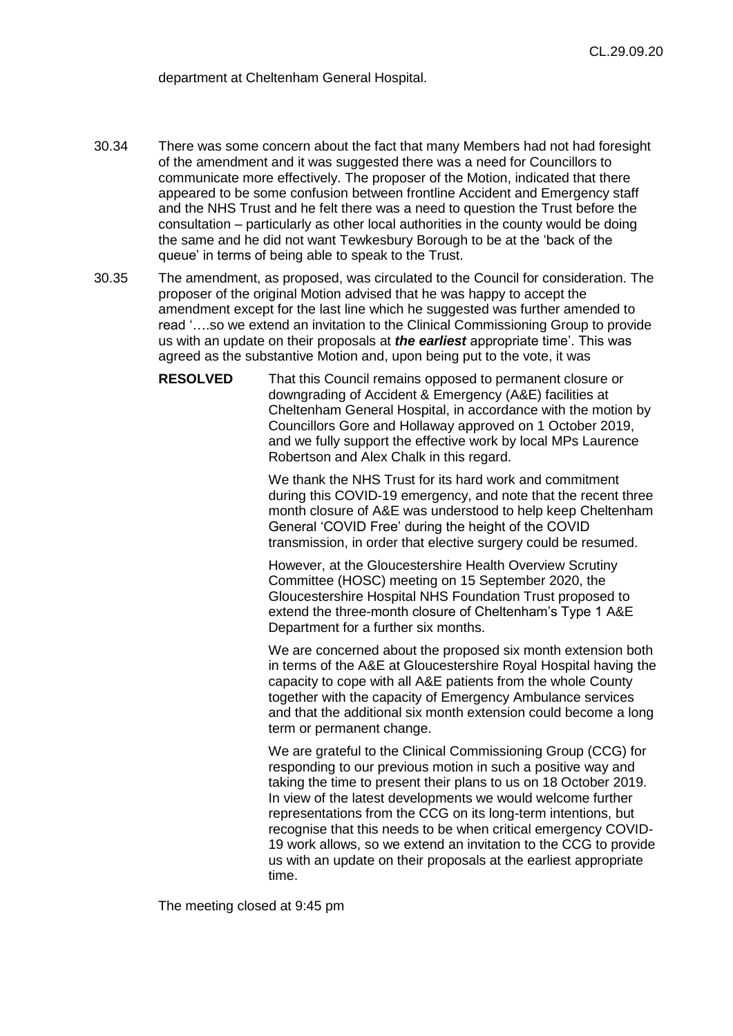department at Cheltenham General Hospital.

30.34 There was some concern about the fact that many Members had not had foresight of the amendment and it was suggested there was a need for Councillors to communicate more effectively. The proposer of the Motion, indicated that there appeared to be some confusion between frontline Accident and Emergency staff and the NHS Trust and he felt there was a need to question the Trust before the consultation – particularly as other local authorities in the county would be doing the same and he did not want Tewkesbury Borough to be at the 'back of the queue' in terms of being able to speak to the Trust.

30.35 The amendment, as proposed, was circulated to the Council for consideration. The proposer of the original Motion advised that he was happy to accept the amendment except for the last line which he suggested was further amended to read '….so we extend an invitation to the Clinical Commissioning Group to provide us with an update on their proposals at ***the earliest*** appropriate time'. This was agreed as the substantive Motion and, upon being put to the vote, it was

**RESOLVED** That this Council remains opposed to permanent closure or downgrading of Accident & Emergency (A&E) facilities at Cheltenham General Hospital, in accordance with the motion by Councillors Gore and Hollaway approved on 1 October 2019, and we fully support the effective work by local MPs Laurence Robertson and Alex Chalk in this regard.

We thank the NHS Trust for its hard work and commitment during this COVID-19 emergency, and note that the recent three month closure of A&E was understood to help keep Cheltenham General 'COVID Free' during the height of the COVID transmission, in order that elective surgery could be resumed.

However, at the Gloucestershire Health Overview Scrutiny Committee (HOSC) meeting on 15 September 2020, the Gloucestershire Hospital NHS Foundation Trust proposed to extend the three-month closure of Cheltenham's Type 1 A&E Department for a further six months.

We are concerned about the proposed six month extension both in terms of the A&E at Gloucestershire Royal Hospital having the capacity to cope with all A&E patients from the whole County together with the capacity of Emergency Ambulance services and that the additional six month extension could become a long term or permanent change.

We are grateful to the Clinical Commissioning Group (CCG) for responding to our previous motion in such a positive way and taking the time to present their plans to us on 18 October 2019. In view of the latest developments we would welcome further representations from the CCG on its long-term intentions, but recognise that this needs to be when critical emergency COVID-19 work allows, so we extend an invitation to the CCG to provide us with an update on their proposals at the earliest appropriate time.

The meeting closed at 9:45 pm